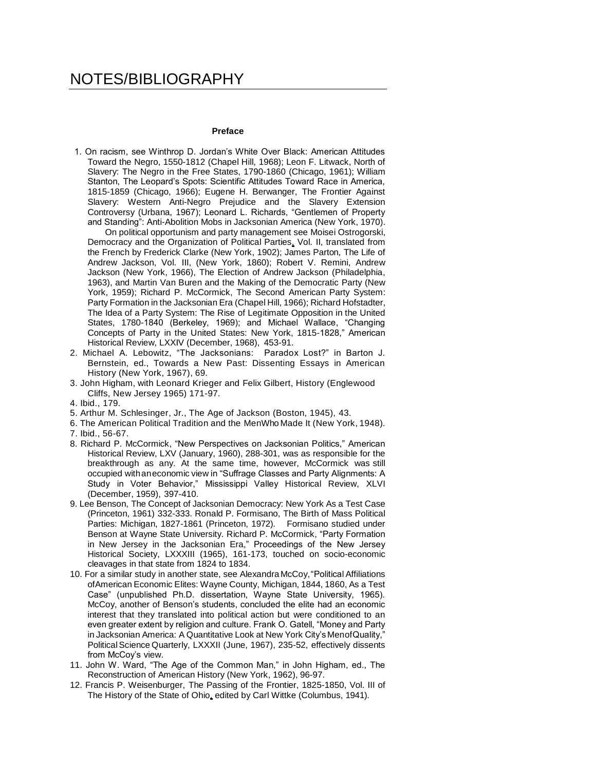# NOTES/BIBLIOGRAPHY

### Preface

1. On racism, see Winthrop D. Jordan's White Over Black: American Attitudes Toward the Negro, 1550-1812 (Chapel Hill, 1968); Leon F. Litwack, North of Slavery: The Negro in the Free States, 1790-1860 (Chicago, 1961); William Stanton, The Leopard's Spots: Scientific Attitudes Toward Race in America, 1815-1859 (Chicago, 1966); Eugene H. Berwanger, The Frontier Against Slavery: Western Anti-Negro Prejudice and the Slavery Extension Controversy (Urbana, 1967); Leonard L. Richards, "Gentlemen of Property and Standing": Anti-Abolition Mobs in Jacksonian America (New York, 1970).

   On political opportunism and party management see Moisei Ostrogorski, Democracy and the Organization of Political Parties, Vol. II, translated from the French by Frederick Clarke (New York, 1902); James Parton, The Life of Andrew Jackson, Vol. III, (New York, 1860); Robert V. Remini, Andrew Jackson (New York, 1966), The Election of Andrew Jackson (Philadelphia, 1963), and Martin Van Buren and the Making of the Democratic Party (New York, 1959); Richard P. McCormick, The Second American Party System: Party Formation in the Jacksonian Era (Chapel Hill, 1966); Richard Hofstadter, The Idea of a Party System: The Rise of Legitimate Opposition in the United States, 1780-1840 (Berkeley, 1969); and Michael Wallace, "Changing Concepts of Party in the United States: New York, 1815-1828," American Historical Review, LXXIV (December, 1968), 453-91.
2. Michael A. Lebowitz, "The Jacksonians: Paradox Lost?" in Barton J. Bernstein, ed., Towards a New Past: Dissenting Essays in American History (New York, 1967), 69.
3. John Higham, with Leonard Krieger and Felix Gilbert, History (Englewood Cliffs, New Jersey 1965) 171-97.
4. Ibid., 179.
5. Arthur M. Schlesinger, Jr., The Age of Jackson (Boston, 1945), 43.
6. The American Political Tradition and the MenWho Made It (New York, 1948).
7. Ibid., 56-67.
8. Richard P. McCormick, "New Perspectives on Jacksonian Politics," American Historical Review, LXV (January, 1960), 288-301, was as responsible for the breakthrough as any. At the same time, however, McCormick was still occupied with an economic view in "Suffrage Classes and Party Alignments: A Study in Voter Behavior," Mississippi Valley Historical Review, XLVI (December, 1959), 397-410.
9. Lee Benson, The Concept of Jacksonian Democracy: New York As a Test Case (Princeton, 1961) 332-333. Ronald P. Formisano, The Birth of Mass Political Parties: Michigan, 1827-1861 (Princeton, 1972). Formisano studied under Benson at Wayne State University. Richard P. McCormick, "Party Formation in New Jersey in the Jacksonian Era," Proceedings of the New Jersey Historical Society, LXXXIII (1965), 161-173, touched on socio-economic cleavages in that state from 1824 to 1834.
10. For a similar study in another state, see Alexandra McCoy, "Political Affiliations of American Economic Elites: Wayne County, Michigan, 1844, 1860, As a Test Case" (unpublished Ph.D. dissertation, Wayne State University, 1965). McCoy, another of Benson's students, concluded the elite had an economic interest that they translated into political action but were conditioned to an even greater extent by religion and culture. Frank O. Gatell, "Money and Party in Jacksonian America: A Quantitative Look at New York City's Men of Quality," Political Science Quarterly, LXXXII (June, 1967), 235-52, effectively dissents from McCoy's view.
11. John W. Ward, "The Age of the Common Man," in John Higham, ed., The Reconstruction of American History (New York, 1962), 96-97.
12. Francis P. Weisenburger, The Passing of the Frontier, 1825-1850, Vol. III of The History of the State of Ohio, edited by Carl Wittke (Columbus, 1941).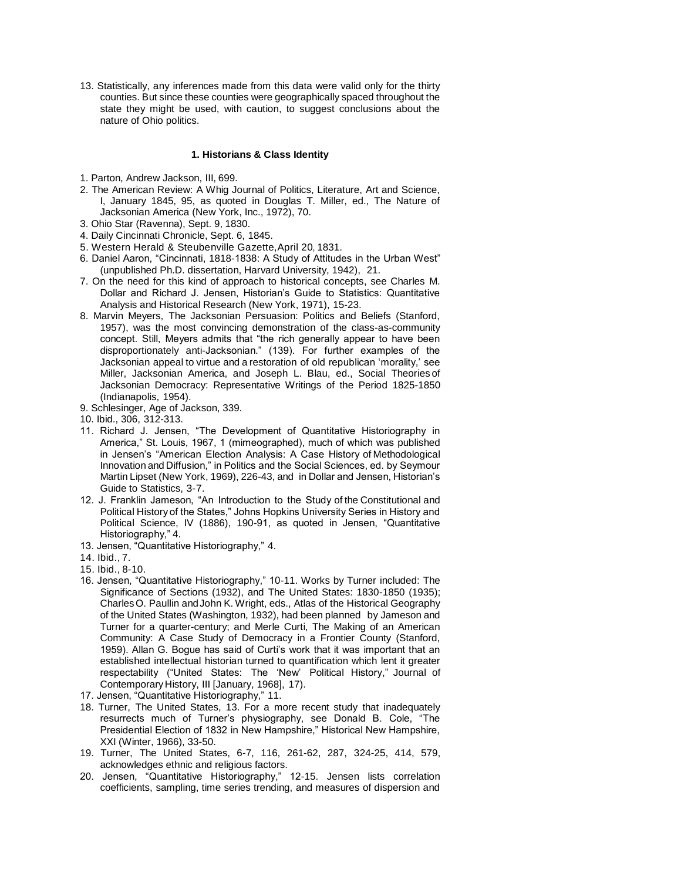13. Statistically, any inferences made from this data were valid only for the thirty counties. But since these counties were geographically spaced throughout the state they might be used, with caution, to suggest conclusions about the nature of Ohio politics.

### 1. Historians & Class Identity

1. Parton, Andrew Jackson, III, 699.
2. The American Review: A Whig Journal of Politics, Literature, Art and Science, I, January 1845, 95, as quoted in Douglas T. Miller, ed., The Nature of Jacksonian America (New York, Inc., 1972), 70.
3. Ohio Star (Ravenna), Sept. 9, 1830.
4. Daily Cincinnati Chronicle, Sept. 6, 1845.
5. Western Herald & Steubenville Gazette, April 20, 1831.
6. Daniel Aaron, "Cincinnati, 1818-1838: A Study of Attitudes in the Urban West" (unpublished Ph.D. dissertation, Harvard University, 1942), 21.
7. On the need for this kind of approach to historical concepts, see Charles M. Dollar and Richard J. Jensen, Historian's Guide to Statistics: Quantitative Analysis and Historical Research (New York, 1971), 15-23.
8. Marvin Meyers, The Jacksonian Persuasion: Politics and Beliefs (Stanford, 1957), was the most convincing demonstration of the class-as-community concept. Still, Meyers admits that "the rich generally appear to have been disproportionately anti-Jacksonian." (139). For further examples of the Jacksonian appeal to virtue and a restoration of old republican 'morality,' see Miller, Jacksonian America, and Joseph L. Blau, ed., Social Theories of Jacksonian Democracy: Representative Writings of the Period 1825-1850 (Indianapolis, 1954).
9. Schlesinger, Age of Jackson, 339.
10. Ibid., 306, 312-313.
11. Richard J. Jensen, "The Development of Quantitative Historiography in America," St. Louis, 1967, 1 (mimeographed), much of which was published in Jensen's "American Election Analysis: A Case History of Methodological Innovation and Diffusion," in Politics and the Social Sciences, ed. by Seymour Martin Lipset (New York, 1969), 226-43, and in Dollar and Jensen, Historian's Guide to Statistics, 3-7.
12. J. Franklin Jameson, "An Introduction to the Study of the Constitutional and Political History of the States," Johns Hopkins University Series in History and Political Science, IV (1886), 190-91, as quoted in Jensen, "Quantitative Historiography," 4.
13. Jensen, "Quantitative Historiography," 4.
14. Ibid., 7.
15. Ibid., 8-10.
16. Jensen, "Quantitative Historiography," 10-11. Works by Turner included: The Significance of Sections (1932), and The United States: 1830-1850 (1935); Charles O. Paullin and John K. Wright, eds., Atlas of the Historical Geography of the United States (Washington, 1932), had been planned by Jameson and Turner for a quarter-century; and Merle Curti, The Making of an American Community: A Case Study of Democracy in a Frontier County (Stanford, 1959). Allan G. Bogue has said of Curti's work that it was important that an established intellectual historian turned to quantification which lent it greater respectability ("United States: The 'New' Political History," Journal of Contemporary History, III [January, 1968], 17).
17. Jensen, "Quantitative Historiography," 11.
18. Turner, The United States, 13. For a more recent study that inadequately resurrects much of Turner's physiography, see Donald B. Cole, "The Presidential Election of 1832 in New Hampshire," Historical New Hampshire, XXI (Winter, 1966), 33-50.
19. Turner, The United States, 6-7, 116, 261-62, 287, 324-25, 414, 579, acknowledges ethnic and religious factors.
20. Jensen, "Quantitative Historiography," 12-15. Jensen lists correlation coefficients, sampling, time series trending, and measures of dispersion and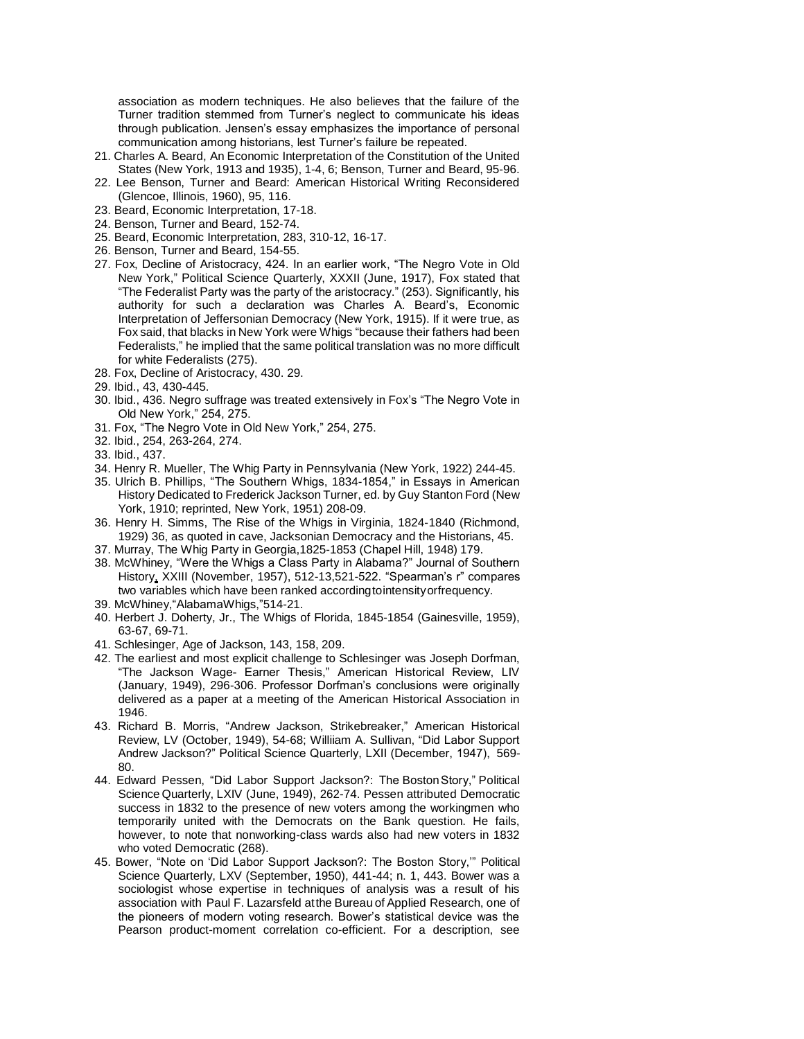association as modern techniques. He also believes that the failure of the Turner tradition stemmed from Turner's neglect to communicate his ideas through publication. Jensen's essay emphasizes the importance of personal communication among historians, lest Turner's failure be repeated.

21. Charles A. Beard, An Economic Interpretation of the Constitution of the United States (New York, 1913 and 1935), 1-4, 6; Benson, Turner and Beard, 95-96.
22. Lee Benson, Turner and Beard: American Historical Writing Reconsidered (Glencoe, Illinois, 1960), 95, 116.
23. Beard, Economic Interpretation, 17-18.
24. Benson, Turner and Beard, 152-74.
25. Beard, Economic Interpretation, 283, 310-12, 16-17.
26. Benson, Turner and Beard, 154-55.
27. Fox, Decline of Aristocracy, 424. In an earlier work, "The Negro Vote in Old New York," Political Science Quarterly, XXXII (June, 1917), Fox stated that "The Federalist Party was the party of the aristocracy." (253). Significantly, his authority for such a declaration was Charles A. Beard's, Economic Interpretation of Jeffersonian Democracy (New York, 1915). If it were true, as Fox said, that blacks in New York were Whigs "because their fathers had been Federalists," he implied that the same political translation was no more difficult for white Federalists (275).
28. Fox, Decline of Aristocracy, 430. 29.
29. Ibid., 43, 430-445.
30. Ibid., 436. Negro suffrage was treated extensively in Fox's "The Negro Vote in Old New York," 254, 275.
31. Fox, "The Negro Vote in Old New York," 254, 275.
32. Ibid., 254, 263-264, 274.
33. Ibid., 437.
34. Henry R. Mueller, The Whig Party in Pennsylvania (New York, 1922) 244-45.
35. Ulrich B. Phillips, "The Southern Whigs, 1834-1854," in Essays in American History Dedicated to Frederick Jackson Turner, ed. by Guy Stanton Ford (New York, 1910; reprinted, New York, 1951) 208-09.
36. Henry H. Simms, The Rise of the Whigs in Virginia, 1824-1840 (Richmond, 1929) 36, as quoted in cave, Jacksonian Democracy and the Historians, 45.
37. Murray, The Whig Party in Georgia,1825-1853 (Chapel Hill, 1948) 179.
38. McWhiney, "Were the Whigs a Class Party in Alabama?" Journal of Southern History, XXIII (November, 1957), 512-13,521-522. "Spearman's r" compares two variables which have been ranked according to intensity or frequency.
39. McWhiney,"Alabama Whigs,"514-21.
40. Herbert J. Doherty, Jr., The Whigs of Florida, 1845-1854 (Gainesville, 1959), 63-67, 69-71.
41. Schlesinger, Age of Jackson, 143, 158, 209.
42. The earliest and most explicit challenge to Schlesinger was Joseph Dorfman, "The Jackson Wage- Earner Thesis," American Historical Review, LIV (January, 1949), 296-306. Professor Dorfman's conclusions were originally delivered as a paper at a meeting of the American Historical Association in 1946.
43. Richard B. Morris, "Andrew Jackson, Strikebreaker," American Historical Review, LV (October, 1949), 54-68; Williiam A. Sullivan, "Did Labor Support Andrew Jackson?" Political Science Quarterly, LXII (December, 1947), 569-80.
44. Edward Pessen, "Did Labor Support Jackson?: The Boston Story," Political Science Quarterly, LXIV (June, 1949), 262-74. Pessen attributed Democratic success in 1832 to the presence of new voters among the workingmen who temporarily united with the Democrats on the Bank question. He fails, however, to note that nonworking-class wards also had new voters in 1832 who voted Democratic (268).
45. Bower, "Note on 'Did Labor Support Jackson?: The Boston Story,'" Political Science Quarterly, LXV (September, 1950), 441-44; n. 1, 443. Bower was a sociologist whose expertise in techniques of analysis was a result of his association with Paul F. Lazarsfeld at the Bureau of Applied Research, one of the pioneers of modern voting research. Bower's statistical device was the Pearson product-moment correlation co-efficient. For a description, see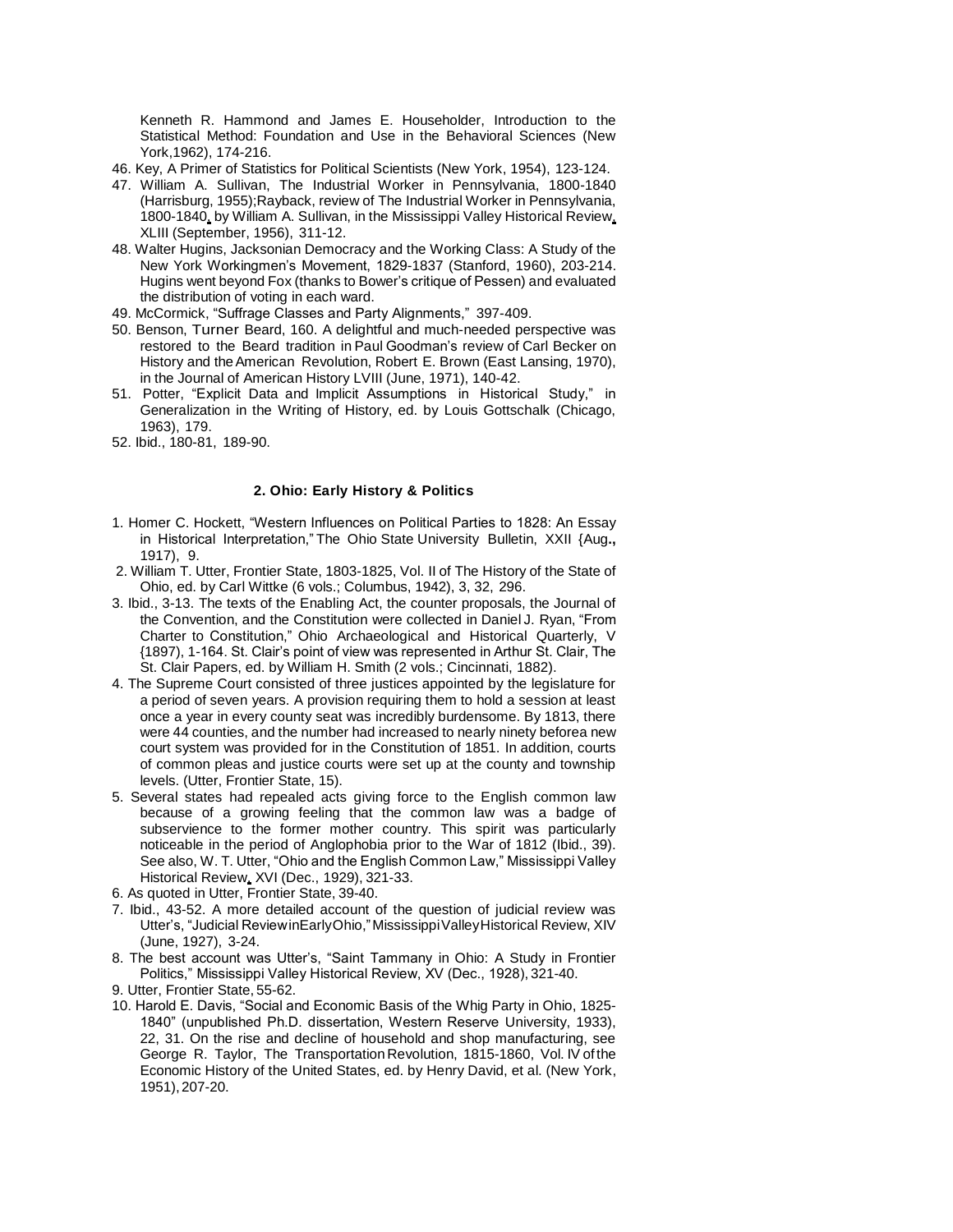Kenneth R. Hammond and James E. Householder, Introduction to the Statistical Method: Foundation and Use in the Behavioral Sciences (New York,1962), 174-216.

46. Key, A Primer of Statistics for Political Scientists (New York, 1954), 123-124.
47. William A. Sullivan, The Industrial Worker in Pennsylvania, 1800-1840 (Harrisburg, 1955);Rayback, review of The Industrial Worker in Pennsylvania, 1800-1840, by William A. Sullivan, in the Mississippi Valley Historical Review, XLIII (September, 1956), 311-12.
48. Walter Hugins, Jacksonian Democracy and the Working Class: A Study of the New York Workingmen's Movement, 1829-1837 (Stanford, 1960), 203-214. Hugins went beyond Fox (thanks to Bower's critique of Pessen) and evaluated the distribution of voting in each ward.
49. McCormick, "Suffrage Classes and Party Alignments," 397-409.
50. Benson, Turner Beard, 160. A delightful and much-needed perspective was restored to the Beard tradition in Paul Goodman's review of Carl Becker on History and the American Revolution, Robert E. Brown (East Lansing, 1970), in the Journal of American History LVIII (June, 1971), 140-42.
51. Potter, "Explicit Data and Implicit Assumptions in Historical Study," in Generalization in the Writing of History, ed. by Louis Gottschalk (Chicago, 1963), 179.
52. Ibid., 180-81, 189-90.

**2. Ohio: Early History & Politics**

1. Homer C. Hockett, "Western Influences on Political Parties to 1828: An Essay in Historical Interpretation," The Ohio State University Bulletin, XXII {Aug., 1917), 9.
2. William T. Utter, Frontier State, 1803-1825, Vol. II of The History of the State of Ohio, ed. by Carl Wittke (6 vols.; Columbus, 1942), 3, 32, 296.
3. Ibid., 3-13. The texts of the Enabling Act, the counter proposals, the Journal of the Convention, and the Constitution were collected in Daniel J. Ryan, "From Charter to Constitution," Ohio Archaeological and Historical Quarterly, V {1897), 1-164. St. Clair's point of view was represented in Arthur St. Clair, The St. Clair Papers, ed. by William H. Smith (2 vols.; Cincinnati, 1882).
4. The Supreme Court consisted of three justices appointed by the legislature for a period of seven years. A provision requiring them to hold a session at least once a year in every county seat was incredibly burdensome. By 1813, there were 44 counties, and the number had increased to nearly ninety beforea new court system was provided for in the Constitution of 1851. In addition, courts of common pleas and justice courts were set up at the county and township levels. (Utter, Frontier State, 15).
5. Several states had repealed acts giving force to the English common law because of a growing feeling that the common law was a badge of subservience to the former mother country. This spirit was particularly noticeable in the period of Anglophobia prior to the War of 1812 (Ibid., 39). See also, W. T. Utter, "Ohio and the English Common Law," Mississippi Valley Historical Review, XVI (Dec., 1929), 321-33.
6. As quoted in Utter, Frontier State, 39-40.
7. Ibid., 43-52. A more detailed account of the question of judicial review was Utter's, "Judicial Review in Early Ohio," Mississippi Valley Historical Review, XIV (June, 1927), 3-24.
8. The best account was Utter's, "Saint Tammany in Ohio: A Study in Frontier Politics," Mississippi Valley Historical Review, XV (Dec., 1928), 321-40.
9. Utter, Frontier State, 55-62.
10. Harold E. Davis, "Social and Economic Basis of the Whig Party in Ohio, 1825-1840" (unpublished Ph.D. dissertation, Western Reserve University, 1933), 22, 31. On the rise and decline of household and shop manufacturing, see George R. Taylor, The Transportation Revolution, 1815-1860, Vol. IV of the Economic History of the United States, ed. by Henry David, et al. (New York, 1951), 207-20.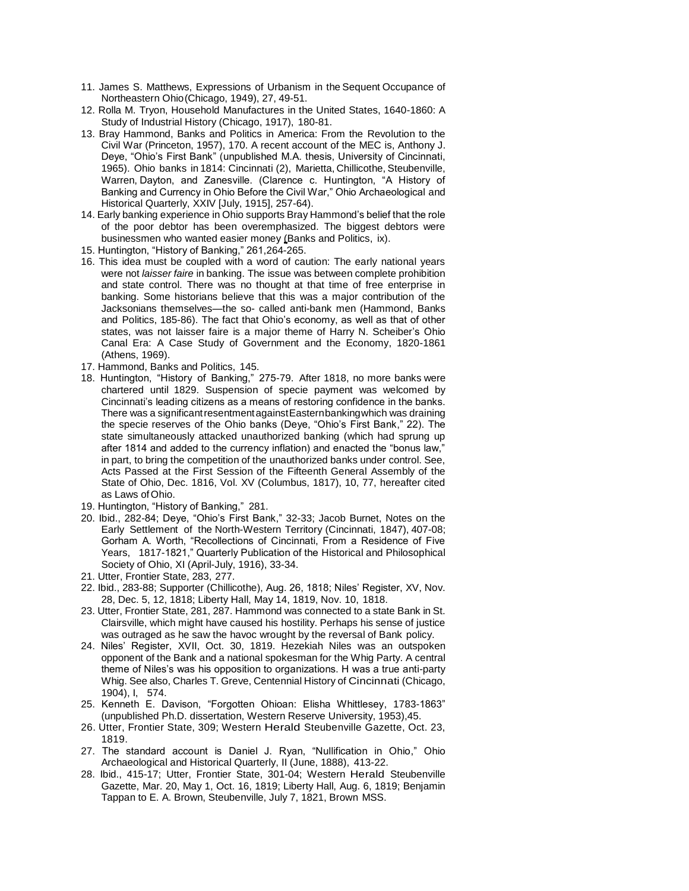11. James S. Matthews, Expressions of Urbanism in the Sequent Occupance of Northeastern Ohio (Chicago, 1949), 27, 49-51.
12. Rolla M. Tryon, Household Manufactures in the United States, 1640-1860: A Study of Industrial History (Chicago, 1917), 180-81.
13. Bray Hammond, Banks and Politics in America: From the Revolution to the Civil War (Princeton, 1957), 170. A recent account of the MEC is, Anthony J. Deye, "Ohio's First Bank" (unpublished M.A. thesis, University of Cincinnati, 1965). Ohio banks in 1814: Cincinnati (2), Marietta, Chillicothe, Steubenville, Warren, Dayton, and Zanesville. (Clarence c. Huntington, "A History of Banking and Currency in Ohio Before the Civil War," Ohio Archaeological and Historical Quarterly, XXIV [July, 1915], 257-64).
14. Early banking experience in Ohio supports Bray Hammond's belief that the role of the poor debtor has been overemphasized. The biggest debtors were businessmen who wanted easier money (Banks and Politics, ix).
15. Huntington, "History of Banking," 261,264-265.
16. This idea must be coupled with a word of caution: The early national years were not *laisser faire* in banking. The issue was between complete prohibition and state control. There was no thought at that time of free enterprise in banking. Some historians believe that this was a major contribution of the Jacksonians themselves—the so- called anti-bank men (Hammond, Banks and Politics, 185-86). The fact that Ohio's economy, as well as that of other states, was not laisser faire is a major theme of Harry N. Scheiber's Ohio Canal Era: A Case Study of Government and the Economy, 1820-1861 (Athens, 1969).
17. Hammond, Banks and Politics, 145.
18. Huntington, "History of Banking," 275-79. After 1818, no more banks were chartered until 1829. Suspension of specie payment was welcomed by Cincinnati's leading citizens as a means of restoring confidence in the banks. There was a significant resentment against Eastern banking which was draining the specie reserves of the Ohio banks (Deye, "Ohio's First Bank," 22). The state simultaneously attacked unauthorized banking (which had sprung up after 1814 and added to the currency inflation) and enacted the "bonus law," in part, to bring the competition of the unauthorized banks under control. See, Acts Passed at the First Session of the Fifteenth General Assembly of the State of Ohio, Dec. 1816, Vol. XV (Columbus, 1817), 10, 77, hereafter cited as Laws of Ohio.
19. Huntington, "History of Banking," 281.
20. Ibid., 282-84; Deye, "Ohio's First Bank," 32-33; Jacob Burnet, Notes on the Early Settlement of the North-Western Territory (Cincinnati, 1847), 407-08; Gorham A. Worth, "Recollections of Cincinnati, From a Residence of Five Years, 1817-1821," Quarterly Publication of the Historical and Philosophical Society of Ohio, XI (April-July, 1916), 33-34.
21. Utter, Frontier State, 283, 277.
22. Ibid., 283-88; Supporter (Chillicothe), Aug. 26, 1818; Niles' Register, XV, Nov. 28, Dec. 5, 12, 1818; Liberty Hall, May 14, 1819, Nov. 10, 1818.
23. Utter, Frontier State, 281, 287. Hammond was connected to a state Bank in St. Clairsville, which might have caused his hostility. Perhaps his sense of justice was outraged as he saw the havoc wrought by the reversal of Bank policy.
24. Niles' Register, XVII, Oct. 30, 1819. Hezekiah Niles was an outspoken opponent of the Bank and a national spokesman for the Whig Party. A central theme of Niles's was his opposition to organizations. H was a true anti-party Whig. See also, Charles T. Greve, Centennial History of Cincinnati (Chicago, 1904), I, 574.
25. Kenneth E. Davison, "Forgotten Ohioan: Elisha Whittlesey, 1783-1863" (unpublished Ph.D. dissertation, Western Reserve University, 1953),45.
26. Utter, Frontier State, 309; Western Herald Steubenville Gazette, Oct. 23, 1819.
27. The standard account is Daniel J. Ryan, "Nullification in Ohio," Ohio Archaeological and Historical Quarterly, II (June, 1888), 413-22.
28. Ibid., 415-17; Utter, Frontier State, 301-04; Western Herald Steubenville Gazette, Mar. 20, May 1, Oct. 16, 1819; Liberty Hall, Aug. 6, 1819; Benjamin Tappan to E. A. Brown, Steubenville, July 7, 1821, Brown MSS.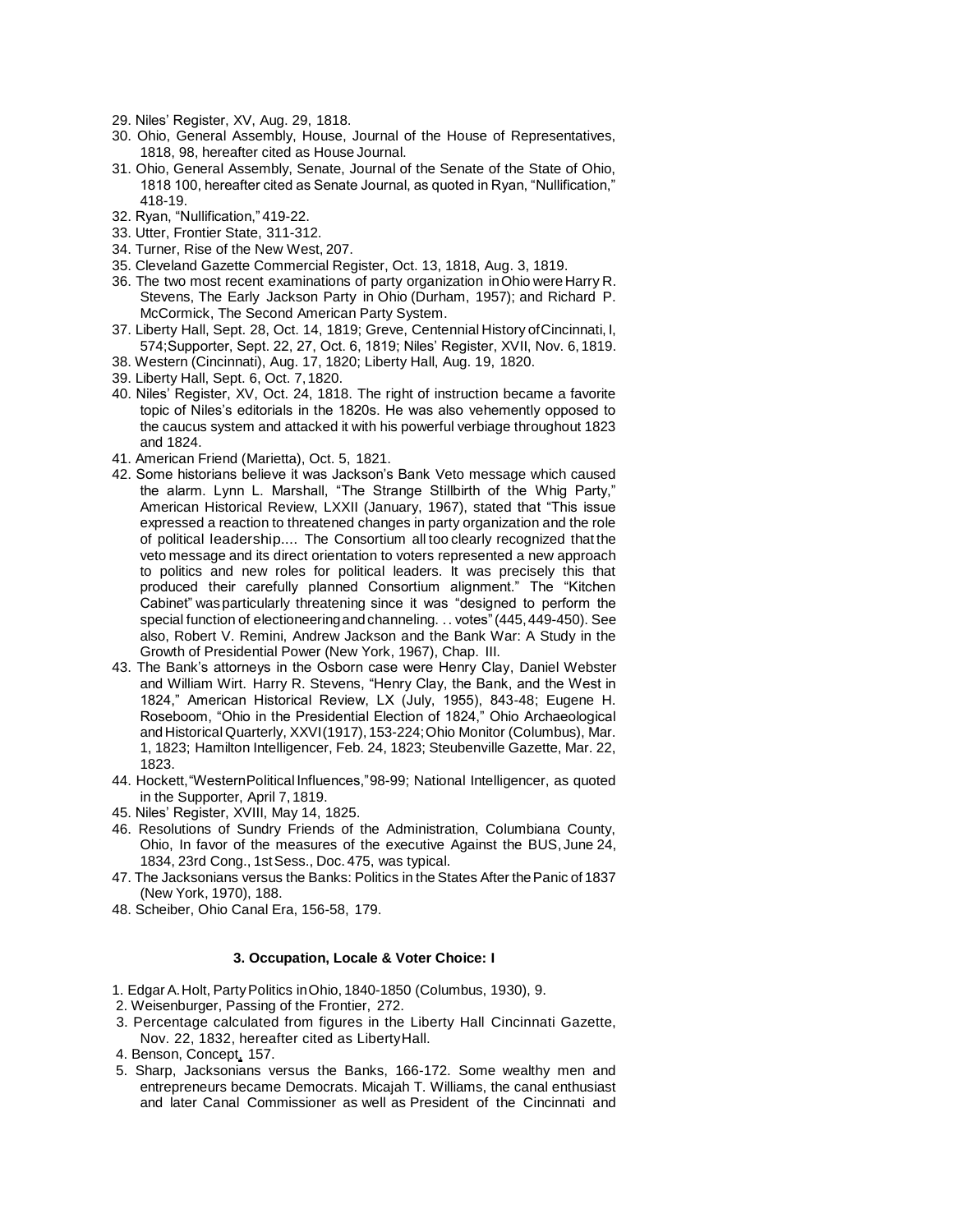29. Niles' Register, XV, Aug. 29, 1818.
30. Ohio, General Assembly, House, Journal of the House of Representatives, 1818, 98, hereafter cited as House Journal.
31. Ohio, General Assembly, Senate, Journal of the Senate of the State of Ohio, 1818 100, hereafter cited as Senate Journal, as quoted in Ryan, "Nullification," 418-19.
32. Ryan, "Nullification," 419-22.
33. Utter, Frontier State, 311-312.
34. Turner, Rise of the New West, 207.
35. Cleveland Gazette Commercial Register, Oct. 13, 1818, Aug. 3, 1819.
36. The two most recent examinations of party organization in Ohio were Harry R. Stevens, The Early Jackson Party in Ohio (Durham, 1957); and Richard P. McCormick, The Second American Party System.
37. Liberty Hall, Sept. 28, Oct. 14, 1819; Greve, Centennial History of Cincinnati, I, 574; Supporter, Sept. 22, 27, Oct. 6, 1819; Niles' Register, XVII, Nov. 6, 1819.
38. Western (Cincinnati), Aug. 17, 1820; Liberty Hall, Aug. 19, 1820.
39. Liberty Hall, Sept. 6, Oct. 7, 1820.
40. Niles' Register, XV, Oct. 24, 1818. The right of instruction became a favorite topic of Niles's editorials in the 1820s. He was also vehemently opposed to the caucus system and attacked it with his powerful verbiage throughout 1823 and 1824.
41. American Friend (Marietta), Oct. 5, 1821.
42. Some historians believe it was Jackson's Bank Veto message which caused the alarm. Lynn L. Marshall, "The Strange Stillbirth of the Whig Party," American Historical Review, LXXII (January, 1967), stated that "This issue expressed a reaction to threatened changes in party organization and the role of political leadership.... The Consortium all too clearly recognized that the veto message and its direct orientation to voters represented a new approach to politics and new roles for political leaders. It was precisely this that produced their carefully planned Consortium alignment." The "Kitchen Cabinet" was particularly threatening since it was "designed to perform the special function of electioneering and channeling. . . votes" (445, 449-450). See also, Robert V. Remini, Andrew Jackson and the Bank War: A Study in the Growth of Presidential Power (New York, 1967), Chap. III.
43. The Bank's attorneys in the Osborn case were Henry Clay, Daniel Webster and William Wirt. Harry R. Stevens, "Henry Clay, the Bank, and the West in 1824," American Historical Review, LX (July, 1955), 843-48; Eugene H. Roseboom, "Ohio in the Presidential Election of 1824," Ohio Archaeological and Historical Quarterly, XXVI (1917), 153-224; Ohio Monitor (Columbus), Mar. 1, 1823; Hamilton Intelligencer, Feb. 24, 1823; Steubenville Gazette, Mar. 22, 1823.
44. Hockett, "Western Political Influences," 98-99; National Intelligencer, as quoted in the Supporter, April 7, 1819.
45. Niles' Register, XVIII, May 14, 1825.
46. Resolutions of Sundry Friends of the Administration, Columbiana County, Ohio, In favor of the measures of the executive Against the BUS, June 24, 1834, 23rd Cong., 1st Sess., Doc. 475, was typical.
47. The Jacksonians versus the Banks: Politics in the States After the Panic of 1837 (New York, 1970), 188.
48. Scheiber, Ohio Canal Era, 156-58, 179.

#### 3. Occupation, Locale & Voter Choice: I

1. Edgar A. Holt, Party Politics in Ohio, 1840-1850 (Columbus, 1930), 9.
2. Weisenburger, Passing of the Frontier, 272.
3. Percentage calculated from figures in the Liberty Hall Cincinnati Gazette, Nov. 22, 1832, hereafter cited as Liberty Hall.
4. Benson, Concept, 157.
5. Sharp, Jacksonians versus the Banks, 166-172. Some wealthy men and entrepreneurs became Democrats. Micajah T. Williams, the canal enthusiast and later Canal Commissioner as well as President of the Cincinnati and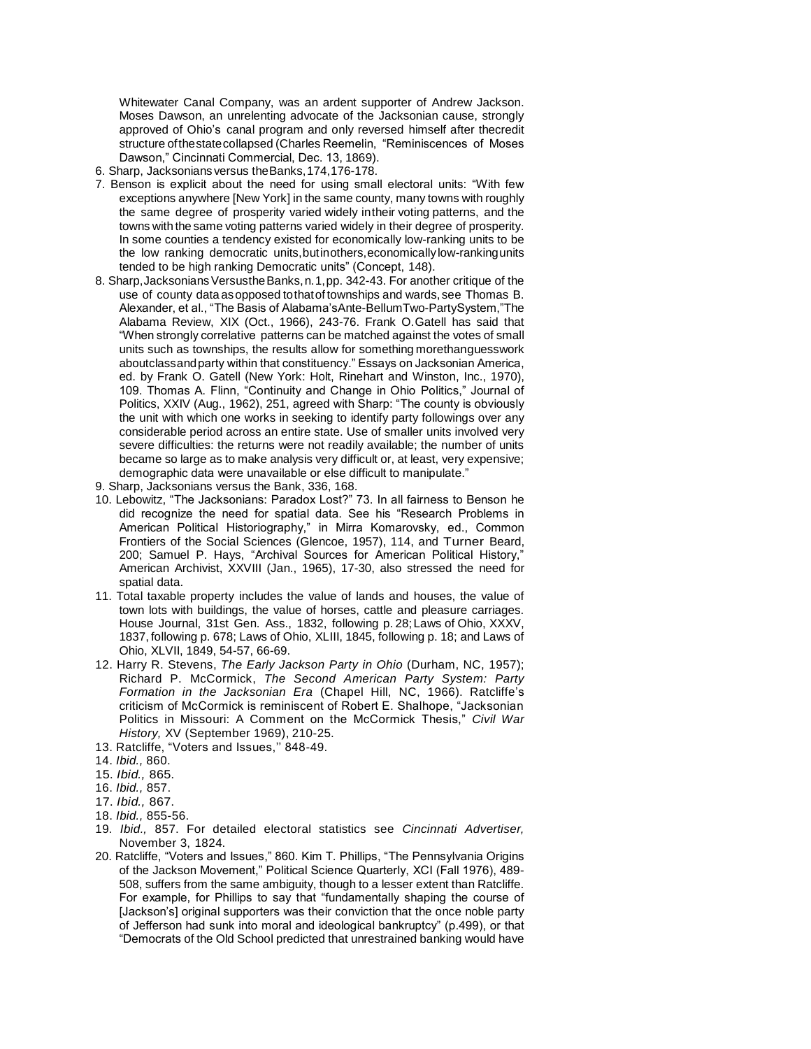Whitewater Canal Company, was an ardent supporter of Andrew Jackson. Moses Dawson, an unrelenting advocate of the Jacksonian cause, strongly approved of Ohio's canal program and only reversed himself after the credit structure of the state collapsed (Charles Reemelin, "Reminiscences of Moses Dawson," Cincinnati Commercial, Dec. 13, 1869).

6. Sharp, Jacksonians versus the Banks, 174, 176-178.
7. Benson is explicit about the need for using small electoral units: "With few exceptions anywhere [New York] in the same county, many towns with roughly the same degree of prosperity varied widely in their voting patterns, and the towns with the same voting patterns varied widely in their degree of prosperity. In some counties a tendency existed for economically low-ranking units to be the low ranking democratic units, but in others, economically low-ranking units tended to be high ranking Democratic units" (Concept, 148).
8. Sharp, Jacksonians Versus the Banks, n. 1, pp. 342-43. For another critique of the use of county data as opposed to that of townships and wards, see Thomas B. Alexander, et al., "The Basis of Alabama's Ante-Bellum Two-Party System," The Alabama Review, XIX (Oct., 1966), 243-76. Frank O. Gatell has said that "When strongly correlative patterns can be matched against the votes of small units such as townships, the results allow for something more than guesswork about class and party within that constituency." Essays on Jacksonian America, ed. by Frank O. Gatell (New York: Holt, Rinehart and Winston, Inc., 1970), 109. Thomas A. Flinn, "Continuity and Change in Ohio Politics," Journal of Politics, XXIV (Aug., 1962), 251, agreed with Sharp: "The county is obviously the unit with which one works in seeking to identify party followings over any considerable period across an entire state. Use of smaller units involved very severe difficulties: the returns were not readily available; the number of units became so large as to make analysis very difficult or, at least, very expensive; demographic data were unavailable or else difficult to manipulate."
9. Sharp, Jacksonians versus the Bank, 336, 168.
10. Lebowitz, "The Jacksonians: Paradox Lost?" 73. In all fairness to Benson he did recognize the need for spatial data. See his "Research Problems in American Political Historiography," in Mirra Komarovsky, ed., Common Frontiers of the Social Sciences (Glencoe, 1957), 114, and Turner Beard, 200; Samuel P. Hays, "Archival Sources for American Political History," American Archivist, XXVIII (Jan., 1965), 17-30, also stressed the need for spatial data.
11. Total taxable property includes the value of lands and houses, the value of town lots with buildings, the value of horses, cattle and pleasure carriages. House Journal, 31st Gen. Ass., 1832, following p. 28; Laws of Ohio, XXXV, 1837, following p. 678; Laws of Ohio, XLIII, 1845, following p. 18; and Laws of Ohio, XLVII, 1849, 54-57, 66-69.
12. Harry R. Stevens, *The Early Jackson Party in Ohio* (Durham, NC, 1957); Richard P. McCormick, *The Second American Party System: Party Formation in the Jacksonian Era* (Chapel Hill, NC, 1966). Ratcliffe's criticism of McCormick is reminiscent of Robert E. Shalhope, "Jacksonian Politics in Missouri: A Comment on the McCormick Thesis," *Civil War History,* XV (September 1969), 210-25.
13. Ratcliffe, "Voters and Issues," 848-49.
14. *Ibid.,* 860.
15. *Ibid.,* 865.
16. *Ibid.,* 857.
17. *Ibid.,* 867.
18. *Ibid.,* 855-56.
19. *Ibid.,* 857. For detailed electoral statistics see *Cincinnati Advertiser,* November 3, 1824.
20. Ratcliffe, "Voters and Issues," 860. Kim T. Phillips, "The Pennsylvania Origins of the Jackson Movement," Political Science Quarterly, XCI (Fall 1976), 489-508, suffers from the same ambiguity, though to a lesser extent than Ratcliffe. For example, for Phillips to say that "fundamentally shaping the course of [Jackson's] original supporters was their conviction that the once noble party of Jefferson had sunk into moral and ideological bankruptcy" (p.499), or that "Democrats of the Old School predicted that unrestrained banking would have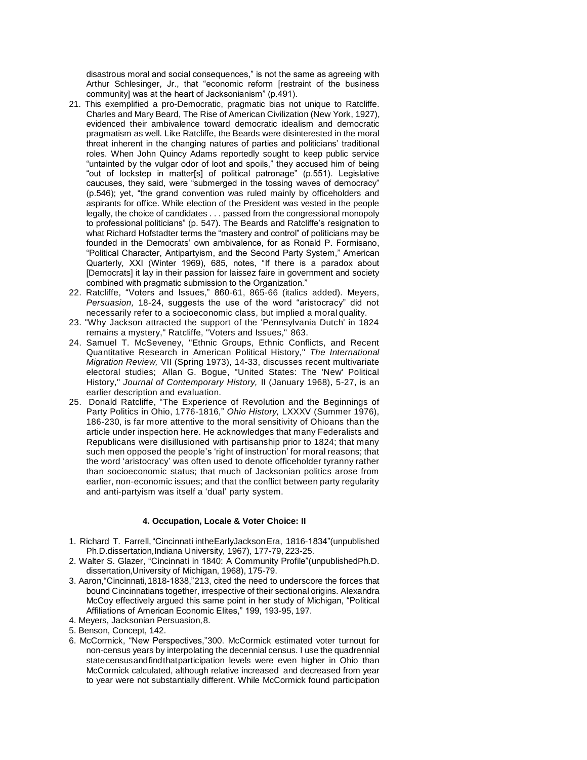disastrous moral and social consequences," is not the same as agreeing with Arthur Schlesinger, Jr., that "economic reform [restraint of the business community] was at the heart of Jacksonianism" (p.491).

21. This exemplified a pro-Democratic, pragmatic bias not unique to Ratcliffe. Charles and Mary Beard, The Rise of American Civilization (New York, 1927), evidenced their ambivalence toward democratic idealism and democratic pragmatism as well. Like Ratcliffe, the Beards were disinterested in the moral threat inherent in the changing natures of parties and politicians' traditional roles. When John Quincy Adams reportedly sought to keep public service "untainted by the vulgar odor of loot and spoils," they accused him of being "out of lockstep in matter[s] of political patronage" (p.551). Legislative caucuses, they said, were "submerged in the tossing waves of democracy" (p.546); yet, "the grand convention was ruled mainly by officeholders and aspirants for office. While election of the President was vested in the people legally, the choice of candidates . . . passed from the congressional monopoly to professional politicians" (p. 547). The Beards and Ratcliffe's resignation to what Richard Hofstadter terms the "mastery and control" of politicians may be founded in the Democrats' own ambivalence, for as Ronald P. Formisano, "Political Character, Antipartyism, and the Second Party System," American Quarterly, XXI (Winter 1969), 685, notes, "If there is a paradox about [Democrats] it lay in their passion for laissez faire in government and society combined with pragmatic submission to the Organization."
22. Ratcliffe, "Voters and Issues," 860-61, 865-66 (italics added). Meyers, *Persuasion,* 18-24, suggests the use of the word "aristocracy" did not necessarily refer to a socioeconomic class, but implied a moral quality.
23. "Why Jackson attracted the support of the 'Pennsylvania Dutch' in 1824 remains a mystery," Ratcliffe, "Voters and Issues," 863.
24. Samuel T. McSeveney, "Ethnic Groups, Ethnic Conflicts, and Recent Quantitative Research in American Political History," *The International Migration Review,* VII (Spring 1973), 14-33, discusses recent multivariate electoral studies; Allan G. Bogue, "United States: The 'New' Political History," *Journal of Contemporary History,* II (January 1968), 5-27, is an earlier description and evaluation.
25. Donald Ratcliffe, "The Experience of Revolution and the Beginnings of Party Politics in Ohio, 1776-1816," *Ohio History,* LXXXV (Summer 1976), 186-230, is far more attentive to the moral sensitivity of Ohioans than the article under inspection here. He acknowledges that many Federalists and Republicans were disillusioned with partisanship prior to 1824; that many such men opposed the people's 'right of instruction' for moral reasons; that the word 'aristocracy' was often used to denote officeholder tyranny rather than socioeconomic status; that much of Jacksonian politics arose from earlier, non-economic issues; and that the conflict between party regularity and anti-partyism was itself a 'dual' party system.

#### 4. Occupation, Locale & Voter Choice: II

1. Richard T. Farrell, "Cincinnati in the Early Jackson Era, 1816-1834" (unpublished Ph.D. dissertation, Indiana University, 1967), 177-79, 223-25.
2. Walter S. Glazer, "Cincinnati in 1840: A Community Profile" (unpublished Ph.D. dissertation, University of Michigan, 1968), 175-79.
3. Aaron, "Cincinnati, 1818-1838," 213, cited the need to underscore the forces that bound Cincinnatians together, irrespective of their sectional origins. Alexandra McCoy effectively argued this same point in her study of Michigan, "Political Affiliations of American Economic Elites," 199, 193-95, 197.
4. Meyers, Jacksonian Persuasion, 8.
5. Benson, Concept, 142.
6. McCormick, "New Perspectives," 300. McCormick estimated voter turnout for non-census years by interpolating the decennial census. I use the quadrennial state census and find that participation levels were even higher in Ohio than McCormick calculated, although relative increased and decreased from year to year were not substantially different. While McCormick found participation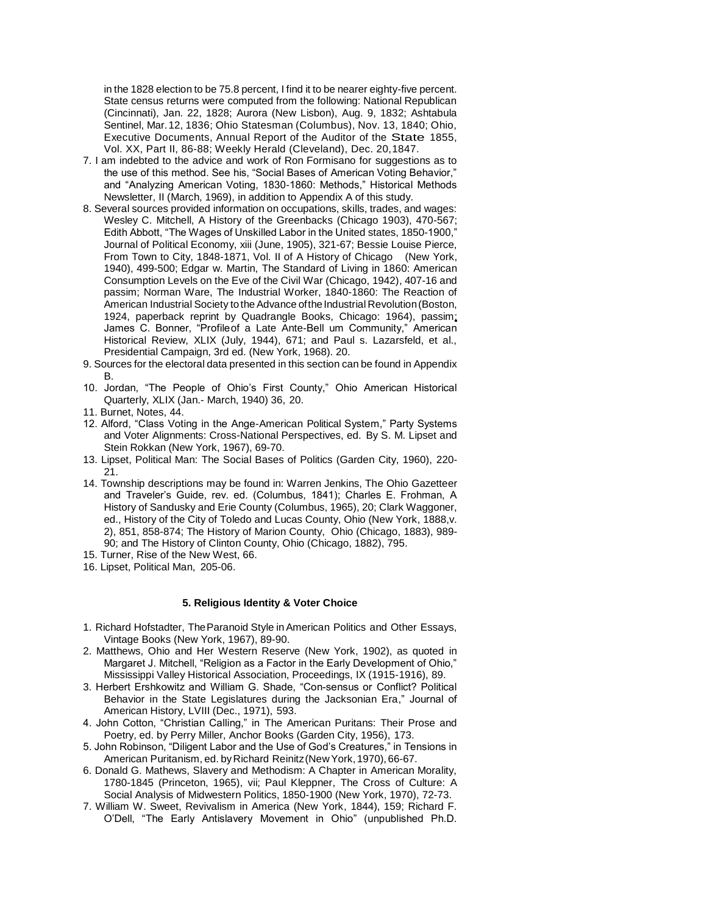in the 1828 election to be 75.8 percent, I find it to be nearer eighty-five percent. State census returns were computed from the following: National Republican (Cincinnati), Jan. 22, 1828; Aurora (New Lisbon), Aug. 9, 1832; Ashtabula Sentinel, Mar. 12, 1836; Ohio Statesman (Columbus), Nov. 13, 1840; Ohio, Executive Documents, Annual Report of the Auditor of the State 1855, Vol. XX, Part II, 86-88; Weekly Herald (Cleveland), Dec. 20, 1847.

7. I am indebted to the advice and work of Ron Formisano for suggestions as to the use of this method. See his, "Social Bases of American Voting Behavior," and "Analyzing American Voting, 1830-1860: Methods," Historical Methods Newsletter, II (March, 1969), in addition to Appendix A of this study.
8. Several sources provided information on occupations, skills, trades, and wages: Wesley C. Mitchell, A History of the Greenbacks (Chicago 1903), 470-567; Edith Abbott, "The Wages of Unskilled Labor in the United states, 1850-1900," Journal of Political Economy, xiii (June, 1905), 321-67; Bessie Louise Pierce, From Town to City, 1848-1871, Vol. II of A History of Chicago (New York, 1940), 499-500; Edgar w. Martin, The Standard of Living in 1860: American Consumption Levels on the Eve of the Civil War (Chicago, 1942), 407-16 and passim; Norman Ware, The Industrial Worker, 1840-1860: The Reaction of American Industrial Society to the Advance of the Industrial Revolution (Boston, 1924, paperback reprint by Quadrangle Books, Chicago: 1964), passim; James C. Bonner, "Profile of a Late Ante-Bell um Community," American Historical Review, XLIX (July, 1944), 671; and Paul s. Lazarsfeld, et al., Presidential Campaign, 3rd ed. (New York, 1968). 20.
9. Sources for the electoral data presented in this section can be found in Appendix B.
10. Jordan, "The People of Ohio's First County," Ohio American Historical Quarterly, XLIX (Jan.- March, 1940) 36, 20.
11. Burnet, Notes, 44.
12. Alford, "Class Voting in the Ange-American Political System," Party Systems and Voter Alignments: Cross-National Perspectives, ed. By S. M. Lipset and Stein Rokkan (New York, 1967), 69-70.
13. Lipset, Political Man: The Social Bases of Politics (Garden City, 1960), 220-21.
14. Township descriptions may be found in: Warren Jenkins, The Ohio Gazetteer and Traveler's Guide, rev. ed. (Columbus, 1841); Charles E. Frohman, A History of Sandusky and Erie County (Columbus, 1965), 20; Clark Waggoner, ed., History of the City of Toledo and Lucas County, Ohio (New York, 1888,v. 2), 851, 858-874; The History of Marion County, Ohio (Chicago, 1883), 989-90; and The History of Clinton County, Ohio (Chicago, 1882), 795.
15. Turner, Rise of the New West, 66.
16. Lipset, Political Man, 205-06.

### 5. Religious Identity & Voter Choice

1. Richard Hofstadter, The Paranoid Style in American Politics and Other Essays, Vintage Books (New York, 1967), 89-90.
2. Matthews, Ohio and Her Western Reserve (New York, 1902), as quoted in Margaret J. Mitchell, "Religion as a Factor in the Early Development of Ohio," Mississippi Valley Historical Association, Proceedings, IX (1915-1916), 89.
3. Herbert Ershkowitz and William G. Shade, "Con-sensus or Conflict? Political Behavior in the State Legislatures during the Jacksonian Era," Journal of American History, LVIII (Dec., 1971), 593.
4. John Cotton, "Christian Calling," in The American Puritans: Their Prose and Poetry, ed. by Perry Miller, Anchor Books (Garden City, 1956), 173.
5. John Robinson, "Diligent Labor and the Use of God's Creatures," in Tensions in American Puritanism, ed. by Richard Reinitz (New York, 1970), 66-67.
6. Donald G. Mathews, Slavery and Methodism: A Chapter in American Morality, 1780-1845 (Princeton, 1965), vii; Paul Kleppner, The Cross of Culture: A Social Analysis of Midwestern Politics, 1850-1900 (New York, 1970), 72-73.
7. William W. Sweet, Revivalism in America (New York, 1844), 159; Richard F. O'Dell, "The Early Antislavery Movement in Ohio" (unpublished Ph.D.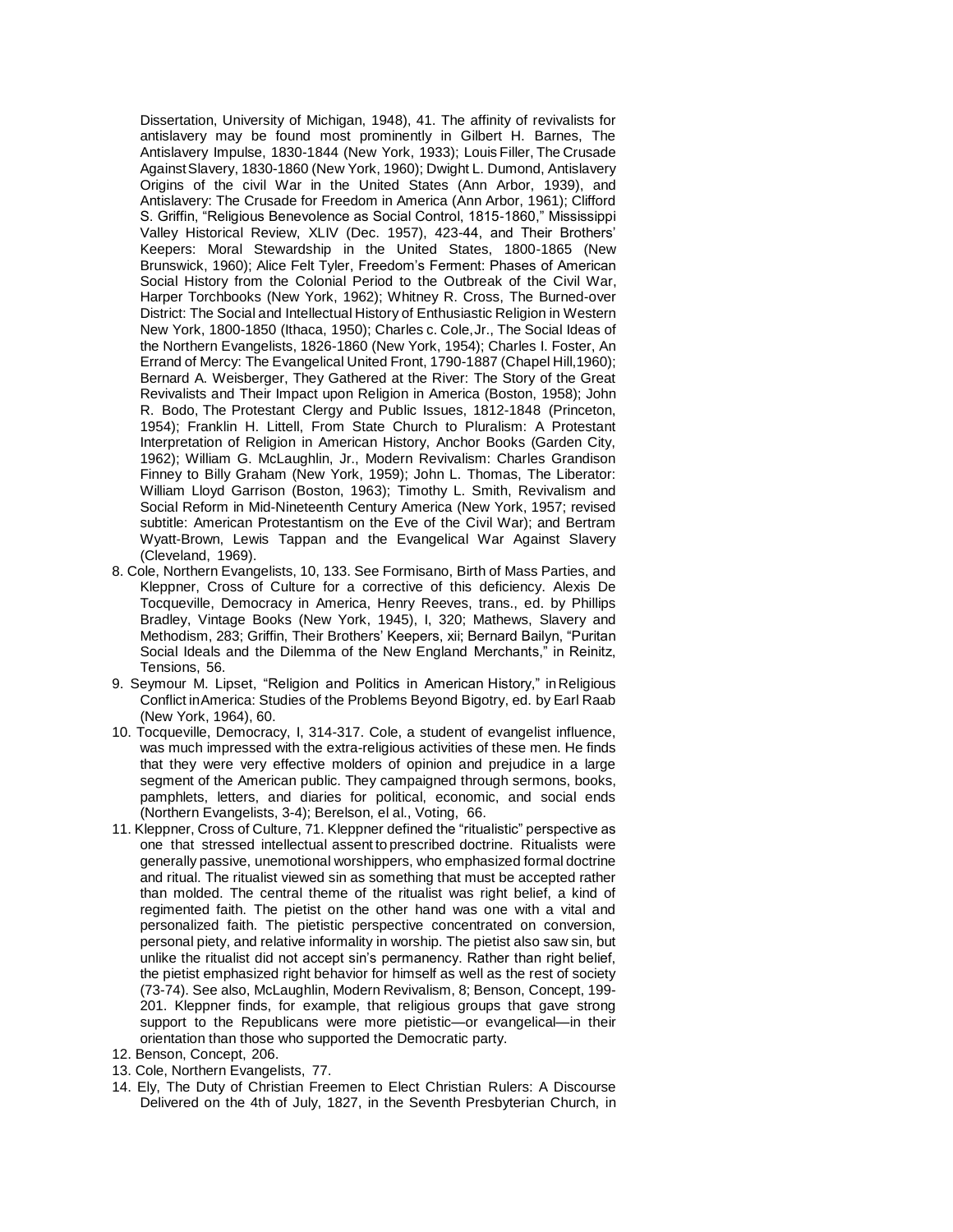Dissertation, University of Michigan, 1948), 41. The affinity of revivalists for antislavery may be found most prominently in Gilbert H. Barnes, The Antislavery Impulse, 1830-1844 (New York, 1933); Louis Filler, The Crusade Against Slavery, 1830-1860 (New York, 1960); Dwight L. Dumond, Antislavery Origins of the civil War in the United States (Ann Arbor, 1939), and Antislavery: The Crusade for Freedom in America (Ann Arbor, 1961); Clifford S. Griffin, "Religious Benevolence as Social Control, 1815-1860," Mississippi Valley Historical Review, XLIV (Dec. 1957), 423-44, and Their Brothers' Keepers: Moral Stewardship in the United States, 1800-1865 (New Brunswick, 1960); Alice Felt Tyler, Freedom's Ferment: Phases of American Social History from the Colonial Period to the Outbreak of the Civil War, Harper Torchbooks (New York, 1962); Whitney R. Cross, The Burned-over District: The Social and Intellectual History of Enthusiastic Religion in Western New York, 1800-1850 (Ithaca, 1950); Charles c. Cole,Jr., The Social Ideas of the Northern Evangelists, 1826-1860 (New York, 1954); Charles I. Foster, An Errand of Mercy: The Evangelical United Front, 1790-1887 (Chapel Hill,1960); Bernard A. Weisberger, They Gathered at the River: The Story of the Great Revivalists and Their Impact upon Religion in America (Boston, 1958); John R. Bodo, The Protestant Clergy and Public Issues, 1812-1848 (Princeton, 1954); Franklin H. Littell, From State Church to Pluralism: A Protestant Interpretation of Religion in American History, Anchor Books (Garden City, 1962); William G. McLaughlin, Jr., Modern Revivalism: Charles Grandison Finney to Billy Graham (New York, 1959); John L. Thomas, The Liberator: William Lloyd Garrison (Boston, 1963); Timothy L. Smith, Revivalism and Social Reform in Mid-Nineteenth Century America (New York, 1957; revised subtitle: American Protestantism on the Eve of the Civil War); and Bertram Wyatt-Brown, Lewis Tappan and the Evangelical War Against Slavery (Cleveland, 1969).

8. Cole, Northern Evangelists, 10, 133. See Formisano, Birth of Mass Parties, and Kleppner, Cross of Culture for a corrective of this deficiency. Alexis De Tocqueville, Democracy in America, Henry Reeves, trans., ed. by Phillips Bradley, Vintage Books (New York, 1945), I, 320; Mathews, Slavery and Methodism, 283; Griffin, Their Brothers' Keepers, xii; Bernard Bailyn, "Puritan Social Ideals and the Dilemma of the New England Merchants," in Reinitz, Tensions, 56.
9. Seymour M. Lipset, "Religion and Politics in American History," in Religious Conflict in America: Studies of the Problems Beyond Bigotry, ed. by Earl Raab (New York, 1964), 60.
10. Tocqueville, Democracy, I, 314-317. Cole, a student of evangelist influence, was much impressed with the extra-religious activities of these men. He finds that they were very effective molders of opinion and prejudice in a large segment of the American public. They campaigned through sermons, books, pamphlets, letters, and diaries for political, economic, and social ends (Northern Evangelists, 3-4); Berelson, el al., Voting, 66.
11. Kleppner, Cross of Culture, 71. Kleppner defined the "ritualistic" perspective as one that stressed intellectual assent to prescribed doctrine. Ritualists were generally passive, unemotional worshippers, who emphasized formal doctrine and ritual. The ritualist viewed sin as something that must be accepted rather than molded. The central theme of the ritualist was right belief, a kind of regimented faith. The pietist on the other hand was one with a vital and personalized faith. The pietistic perspective concentrated on conversion, personal piety, and relative informality in worship. The pietist also saw sin, but unlike the ritualist did not accept sin's permanency. Rather than right belief, the pietist emphasized right behavior for himself as well as the rest of society (73-74). See also, McLaughlin, Modern Revivalism, 8; Benson, Concept, 199-201. Kleppner finds, for example, that religious groups that gave strong support to the Republicans were more pietistic—or evangelical—in their orientation than those who supported the Democratic party.
12. Benson, Concept, 206.
13. Cole, Northern Evangelists, 77.
14. Ely, The Duty of Christian Freemen to Elect Christian Rulers: A Discourse Delivered on the 4th of July, 1827, in the Seventh Presbyterian Church, in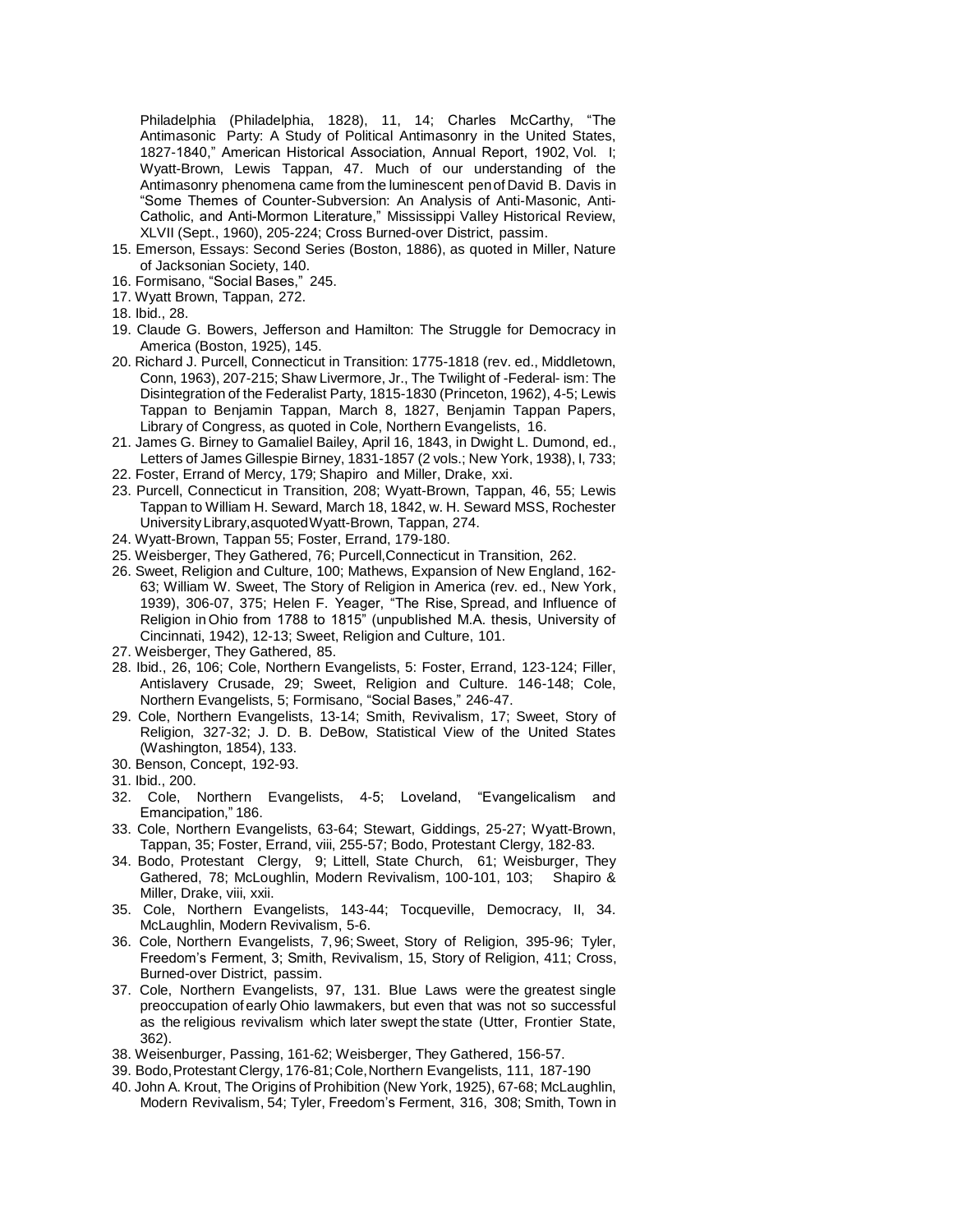Philadelphia (Philadelphia, 1828), 11, 14; Charles McCarthy, "The Antimasonic Party: A Study of Political Antimasonry in the United States, 1827-1840," American Historical Association, Annual Report, 1902, Vol. I; Wyatt-Brown, Lewis Tappan, 47. Much of our understanding of the Antimasonry phenomena came from the luminescent pen of David B. Davis in "Some Themes of Counter-Subversion: An Analysis of Anti-Masonic, Anti-Catholic, and Anti-Mormon Literature," Mississippi Valley Historical Review, XLVII (Sept., 1960), 205-224; Cross Burned-over District, passim.

15. Emerson, Essays: Second Series (Boston, 1886), as quoted in Miller, Nature of Jacksonian Society, 140.
16. Formisano, "Social Bases," 245.
17. Wyatt Brown, Tappan, 272.
18. Ibid., 28.
19. Claude G. Bowers, Jefferson and Hamilton: The Struggle for Democracy in America (Boston, 1925), 145.
20. Richard J. Purcell, Connecticut in Transition: 1775-1818 (rev. ed., Middletown, Conn, 1963), 207-215; Shaw Livermore, Jr., The Twilight of -Federal- ism: The Disintegration of the Federalist Party, 1815-1830 (Princeton, 1962), 4-5; Lewis Tappan to Benjamin Tappan, March 8, 1827, Benjamin Tappan Papers, Library of Congress, as quoted in Cole, Northern Evangelists, 16.
21. James G. Birney to Gamaliel Bailey, April 16, 1843, in Dwight L. Dumond, ed., Letters of James Gillespie Birney, 1831-1857 (2 vols.; New York, 1938), I, 733;
22. Foster, Errand of Mercy, 179; Shapiro and Miller, Drake, xxi.
23. Purcell, Connecticut in Transition, 208; Wyatt-Brown, Tappan, 46, 55; Lewis Tappan to William H. Seward, March 18, 1842, w. H. Seward MSS, Rochester University Library,asquotedWyatt-Brown, Tappan, 274.
24. Wyatt-Brown, Tappan 55; Foster, Errand, 179-180.
25. Weisberger, They Gathered, 76; Purcell,Connecticut in Transition, 262.
26. Sweet, Religion and Culture, 100; Mathews, Expansion of New England, 162-63; William W. Sweet, The Story of Religion in America (rev. ed., New York, 1939), 306-07, 375; Helen F. Yeager, "The Rise, Spread, and Influence of Religion in Ohio from 1788 to 1815" (unpublished M.A. thesis, University of Cincinnati, 1942), 12-13; Sweet, Religion and Culture, 101.
27. Weisberger, They Gathered, 85.
28. Ibid., 26, 106; Cole, Northern Evangelists, 5: Foster, Errand, 123-124; Filler, Antislavery Crusade, 29; Sweet, Religion and Culture. 146-148; Cole, Northern Evangelists, 5; Formisano, "Social Bases," 246-47.
29. Cole, Northern Evangelists, 13-14; Smith, Revivalism, 17; Sweet, Story of Religion, 327-32; J. D. B. DeBow, Statistical View of the United States (Washington, 1854), 133.
30. Benson, Concept, 192-93.
31. Ibid., 200.
32. Cole, Northern Evangelists, 4-5; Loveland, "Evangelicalism and Emancipation," 186.
33. Cole, Northern Evangelists, 63-64; Stewart, Giddings, 25-27; Wyatt-Brown, Tappan, 35; Foster, Errand, viii, 255-57; Bodo, Protestant Clergy, 182-83.
34. Bodo, Protestant Clergy, 9; Littell, State Church, 61; Weisburger, They Gathered, 78; McLoughlin, Modern Revivalism, 100-101, 103; Shapiro & Miller, Drake, viii, xxii.
35. Cole, Northern Evangelists, 143-44; Tocqueville, Democracy, II, 34. McLaughlin, Modern Revivalism, 5-6.
36. Cole, Northern Evangelists, 7, 96; Sweet, Story of Religion, 395-96; Tyler, Freedom's Ferment, 3; Smith, Revivalism, 15, Story of Religion, 411; Cross, Burned-over District, passim.
37. Cole, Northern Evangelists, 97, 131. Blue Laws were the greatest single preoccupation of early Ohio lawmakers, but even that was not so successful as the religious revivalism which later swept the state (Utter, Frontier State, 362).
38. Weisenburger, Passing, 161-62; Weisberger, They Gathered, 156-57.
39. Bodo,Protestant Clergy, 176-81;Cole,Northern Evangelists, 111, 187-190
40. John A. Krout, The Origins of Prohibition (New York, 1925), 67-68; McLaughlin, Modern Revivalism, 54; Tyler, Freedom's Ferment, 316, 308; Smith, Town in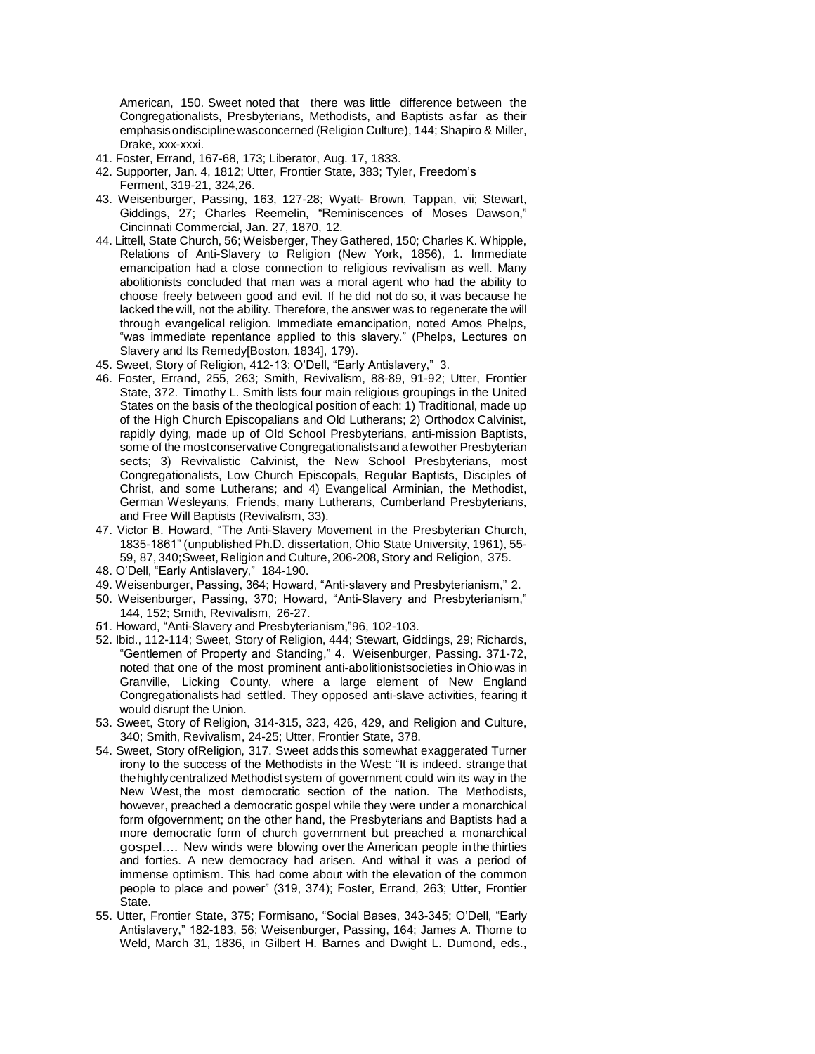American, 150. Sweet noted that there was little difference between the Congregationalists, Presbyterians, Methodists, and Baptists as far as their emphasis on discipline was concerned (Religion Culture), 144; Shapiro & Miller, Drake, xxx-xxxi.

41. Foster, Errand, 167-68, 173; Liberator, Aug. 17, 1833.
42. Supporter, Jan. 4, 1812; Utter, Frontier State, 383; Tyler, Freedom's Ferment, 319-21, 324,26.
43. Weisenburger, Passing, 163, 127-28; Wyatt- Brown, Tappan, vii; Stewart, Giddings, 27; Charles Reemelin, "Reminiscences of Moses Dawson," Cincinnati Commercial, Jan. 27, 1870, 12.
44. Littell, State Church, 56; Weisberger, They Gathered, 150; Charles K. Whipple, Relations of Anti-Slavery to Religion (New York, 1856), 1. Immediate emancipation had a close connection to religious revivalism as well. Many abolitionists concluded that man was a moral agent who had the ability to choose freely between good and evil. If he did not do so, it was because he lacked the will, not the ability. Therefore, the answer was to regenerate the will through evangelical religion. Immediate emancipation, noted Amos Phelps, "was immediate repentance applied to this slavery." (Phelps, Lectures on Slavery and Its Remedy[Boston, 1834], 179).
45. Sweet, Story of Religion, 412-13; O'Dell, "Early Antislavery," 3.
46. Foster, Errand, 255, 263; Smith, Revivalism, 88-89, 91-92; Utter, Frontier State, 372. Timothy L. Smith lists four main religious groupings in the United States on the basis of the theological position of each: 1) Traditional, made up of the High Church Episcopalians and Old Lutherans; 2) Orthodox Calvinist, rapidly dying, made up of Old School Presbyterians, anti-mission Baptists, some of the most conservative Congregationalists and a few other Presbyterian sects; 3) Revivalistic Calvinist, the New School Presbyterians, most Congregationalists, Low Church Episcopals, Regular Baptists, Disciples of Christ, and some Lutherans; and 4) Evangelical Arminian, the Methodist, German Wesleyans, Friends, many Lutherans, Cumberland Presbyterians, and Free Will Baptists (Revivalism, 33).
47. Victor B. Howard, "The Anti-Slavery Movement in the Presbyterian Church, 1835-1861" (unpublished Ph.D. dissertation, Ohio State University, 1961), 55-59, 87, 340; Sweet, Religion and Culture, 206-208, Story and Religion, 375.
48. O'Dell, "Early Antislavery," 184-190.
49. Weisenburger, Passing, 364; Howard, "Anti-slavery and Presbyterianism," 2.
50. Weisenburger, Passing, 370; Howard, "Anti-Slavery and Presbyterianism," 144, 152; Smith, Revivalism, 26-27.
51. Howard, "Anti-Slavery and Presbyterianism,"96, 102-103.
52. Ibid., 112-114; Sweet, Story of Religion, 444; Stewart, Giddings, 29; Richards, "Gentlemen of Property and Standing," 4. Weisenburger, Passing. 371-72, noted that one of the most prominent anti-abolitionist societies in Ohio was in Granville, Licking County, where a large element of New England Congregationalists had settled. They opposed anti-slave activities, fearing it would disrupt the Union.
53. Sweet, Story of Religion, 314-315, 323, 426, 429, and Religion and Culture, 340; Smith, Revivalism, 24-25; Utter, Frontier State, 378.
54. Sweet, Story of Religion, 317. Sweet adds this somewhat exaggerated Turner irony to the success of the Methodists in the West: "It is indeed. strange that the highly centralized Methodist system of government could win its way in the New West, the most democratic section of the nation. The Methodists, however, preached a democratic gospel while they were under a monarchical form of government; on the other hand, the Presbyterians and Baptists had a more democratic form of church government but preached a monarchical gospel.... New winds were blowing over the American people in the thirties and forties. A new democracy had arisen. And withal it was a period of immense optimism. This had come about with the elevation of the common people to place and power" (319, 374); Foster, Errand, 263; Utter, Frontier State.
55. Utter, Frontier State, 375; Formisano, "Social Bases, 343-345; O'Dell, "Early Antislavery," 182-183, 56; Weisenburger, Passing, 164; James A. Thome to Weld, March 31, 1836, in Gilbert H. Barnes and Dwight L. Dumond, eds.,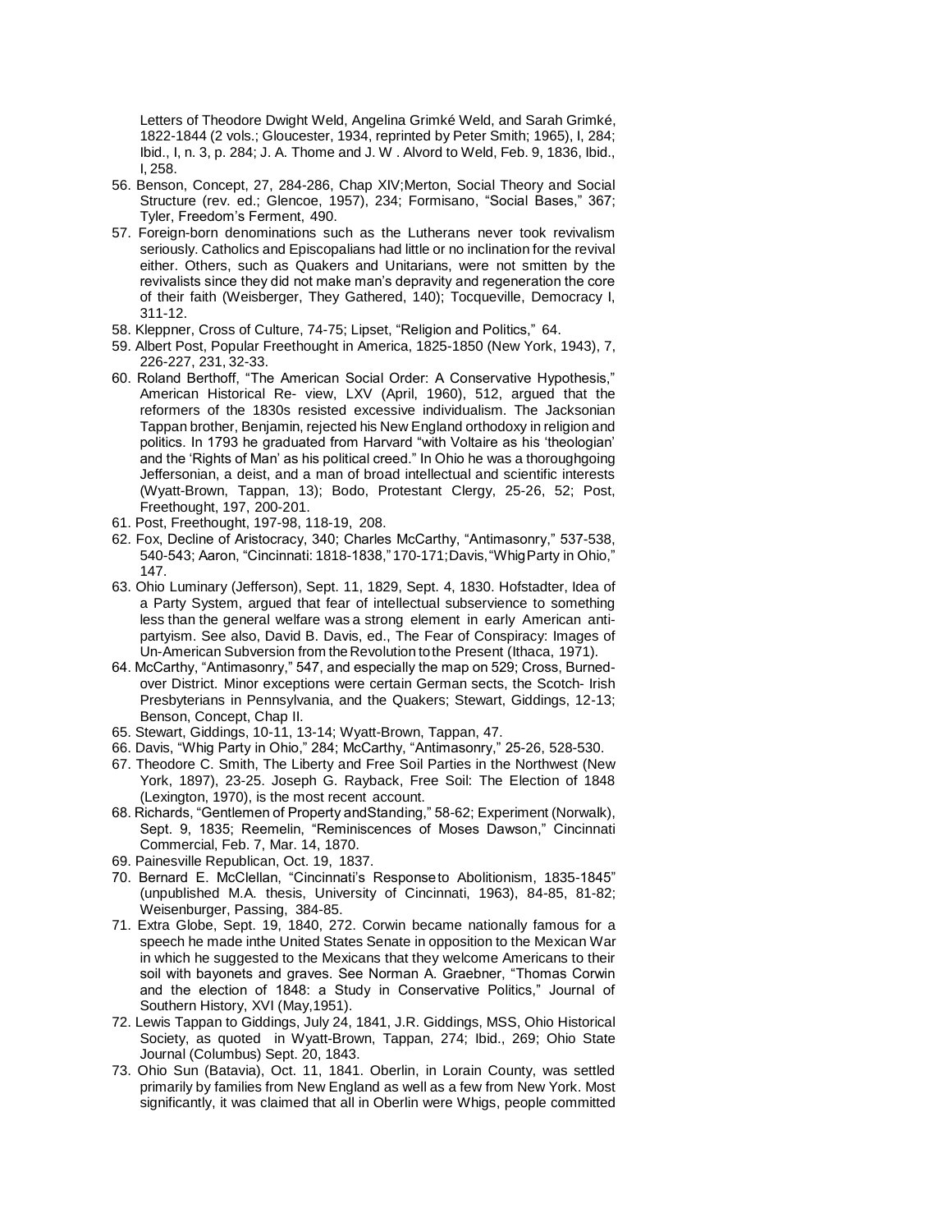Letters of Theodore Dwight Weld, Angelina Grimké Weld, and Sarah Grimké, 1822-1844 (2 vols.; Gloucester, 1934, reprinted by Peter Smith; 1965), I, 284; Ibid., I, n. 3, p. 284; J. A. Thome and J. W . Alvord to Weld, Feb. 9, 1836, Ibid., I, 258.

56. Benson, Concept, 27, 284-286, Chap XIV;Merton, Social Theory and Social Structure (rev. ed.; Glencoe, 1957), 234; Formisano, "Social Bases," 367; Tyler, Freedom's Ferment, 490.
57. Foreign-born denominations such as the Lutherans never took revivalism seriously. Catholics and Episcopalians had little or no inclination for the revival either. Others, such as Quakers and Unitarians, were not smitten by the revivalists since they did not make man's depravity and regeneration the core of their faith (Weisberger, They Gathered, 140); Tocqueville, Democracy I, 311-12.
58. Kleppner, Cross of Culture, 74-75; Lipset, "Religion and Politics," 64.
59. Albert Post, Popular Freethought in America, 1825-1850 (New York, 1943), 7, 226-227, 231, 32-33.
60. Roland Berthoff, "The American Social Order: A Conservative Hypothesis," American Historical Re- view, LXV (April, 1960), 512, argued that the reformers of the 1830s resisted excessive individualism. The Jacksonian Tappan brother, Benjamin, rejected his New England orthodoxy in religion and politics. In 1793 he graduated from Harvard "with Voltaire as his 'theologian' and the 'Rights of Man' as his political creed." In Ohio he was a thoroughgoing Jeffersonian, a deist, and a man of broad intellectual and scientific interests (Wyatt-Brown, Tappan, 13); Bodo, Protestant Clergy, 25-26, 52; Post, Freethought, 197, 200-201.
61. Post, Freethought, 197-98, 118-19, 208.
62. Fox, Decline of Aristocracy, 340; Charles McCarthy, "Antimasonry," 537-538, 540-543; Aaron, "Cincinnati: 1818-1838," 170-171; Davis, "Whig Party in Ohio," 147.
63. Ohio Luminary (Jefferson), Sept. 11, 1829, Sept. 4, 1830. Hofstadter, Idea of a Party System, argued that fear of intellectual subservience to something less than the general welfare was a strong element in early American anti-partyism. See also, David B. Davis, ed., The Fear of Conspiracy: Images of Un-American Subversion from the Revolution to the Present (Ithaca, 1971).
64. McCarthy, "Antimasonry," 547, and especially the map on 529; Cross, Burned-over District. Minor exceptions were certain German sects, the Scotch- Irish Presbyterians in Pennsylvania, and the Quakers; Stewart, Giddings, 12-13; Benson, Concept, Chap II.
65. Stewart, Giddings, 10-11, 13-14; Wyatt-Brown, Tappan, 47.
66. Davis, "Whig Party in Ohio," 284; McCarthy, "Antimasonry," 25-26, 528-530.
67. Theodore C. Smith, The Liberty and Free Soil Parties in the Northwest (New York, 1897), 23-25. Joseph G. Rayback, Free Soil: The Election of 1848 (Lexington, 1970), is the most recent account.
68. Richards, "Gentlemen of Property andStanding," 58-62; Experiment (Norwalk), Sept. 9, 1835; Reemelin, "Reminiscences of Moses Dawson," Cincinnati Commercial, Feb. 7, Mar. 14, 1870.
69. Painesville Republican, Oct. 19, 1837.
70. Bernard E. McClellan, "Cincinnati's Responseto Abolitionism, 1835-1845" (unpublished M.A. thesis, University of Cincinnati, 1963), 84-85, 81-82; Weisenburger, Passing, 384-85.
71. Extra Globe, Sept. 19, 1840, 272. Corwin became nationally famous for a speech he made inthe United States Senate in opposition to the Mexican War in which he suggested to the Mexicans that they welcome Americans to their soil with bayonets and graves. See Norman A. Graebner, "Thomas Corwin and the election of 1848: a Study in Conservative Politics," Journal of Southern History, XVI (May,1951).
72. Lewis Tappan to Giddings, July 24, 1841, J.R. Giddings, MSS, Ohio Historical Society, as quoted in Wyatt-Brown, Tappan, 274; Ibid., 269; Ohio State Journal (Columbus) Sept. 20, 1843.
73. Ohio Sun (Batavia), Oct. 11, 1841. Oberlin, in Lorain County, was settled primarily by families from New England as well as a few from New York. Most significantly, it was claimed that all in Oberlin were Whigs, people committed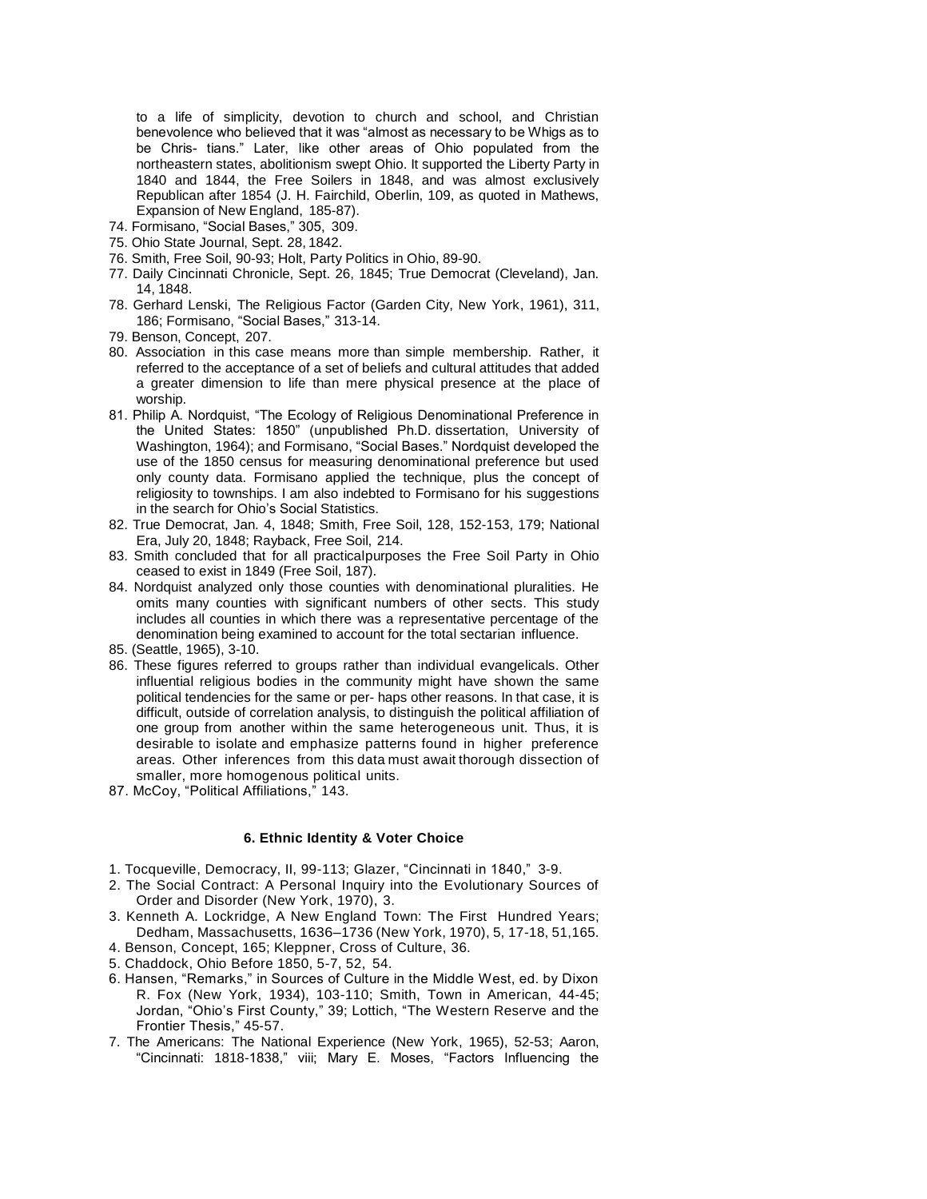to a life of simplicity, devotion to church and school, and Christian benevolence who believed that it was "almost as necessary to be Whigs as to be Chris- tians." Later, like other areas of Ohio populated from the northeastern states, abolitionism swept Ohio. It supported the Liberty Party in 1840 and 1844, the Free Soilers in 1848, and was almost exclusively Republican after 1854 (J. H. Fairchild, Oberlin, 109, as quoted in Mathews, Expansion of New England, 185-87).

74. Formisano, "Social Bases," 305, 309.
75. Ohio State Journal, Sept. 28, 1842.
76. Smith, Free Soil, 90-93; Holt, Party Politics in Ohio, 89-90.
77. Daily Cincinnati Chronicle, Sept. 26, 1845; True Democrat (Cleveland), Jan. 14, 1848.
78. Gerhard Lenski, The Religious Factor (Garden City, New York, 1961), 311, 186; Formisano, "Social Bases," 313-14.
79. Benson, Concept, 207.
80. Association in this case means more than simple membership. Rather, it referred to the acceptance of a set of beliefs and cultural attitudes that added a greater dimension to life than mere physical presence at the place of worship.
81. Philip A. Nordquist, "The Ecology of Religious Denominational Preference in the United States: 1850" (unpublished Ph.D. dissertation, University of Washington, 1964); and Formisano, "Social Bases." Nordquist developed the use of the 1850 census for measuring denominational preference but used only county data. Formisano applied the technique, plus the concept of religiosity to townships. I am also indebted to Formisano for his suggestions in the search for Ohio's Social Statistics.
82. True Democrat, Jan. 4, 1848; Smith, Free Soil, 128, 152-153, 179; National Era, July 20, 1848; Rayback, Free Soil, 214.
83. Smith concluded that for all practicalpurposes the Free Soil Party in Ohio ceased to exist in 1849 (Free Soil, 187).
84. Nordquist analyzed only those counties with denominational pluralities. He omits many counties with significant numbers of other sects. This study includes all counties in which there was a representative percentage of the denomination being examined to account for the total sectarian influence.
85. (Seattle, 1965), 3-10.
86. These figures referred to groups rather than individual evangelicals. Other influential religious bodies in the community might have shown the same political tendencies for the same or per- haps other reasons. In that case, it is difficult, outside of correlation analysis, to distinguish the political affiliation of one group from another within the same heterogeneous unit. Thus, it is desirable to isolate and emphasize patterns found in higher preference areas. Other inferences from this data must await thorough dissection of smaller, more homogenous political units.
87. McCoy, "Political Affiliations," 143.

#### 6. Ethnic Identity & Voter Choice

1. Tocqueville, Democracy, II, 99-113; Glazer, "Cincinnati in 1840," 3-9.
2. The Social Contract: A Personal Inquiry into the Evolutionary Sources of Order and Disorder (New York, 1970), 3.
3. Kenneth A. Lockridge, A New England Town: The First Hundred Years; Dedham, Massachusetts, 1636–1736 (New York, 1970), 5, 17-18, 51,165.
4. Benson, Concept, 165; Kleppner, Cross of Culture, 36.
5. Chaddock, Ohio Before 1850, 5-7, 52, 54.
6. Hansen, "Remarks," in Sources of Culture in the Middle West, ed. by Dixon R. Fox (New York, 1934), 103-110; Smith, Town in American, 44-45; Jordan, "Ohio's First County," 39; Lottich, "The Western Reserve and the Frontier Thesis," 45-57.
7. The Americans: The National Experience (New York, 1965), 52-53; Aaron, "Cincinnati: 1818-1838," viii; Mary E. Moses, "Factors Influencing the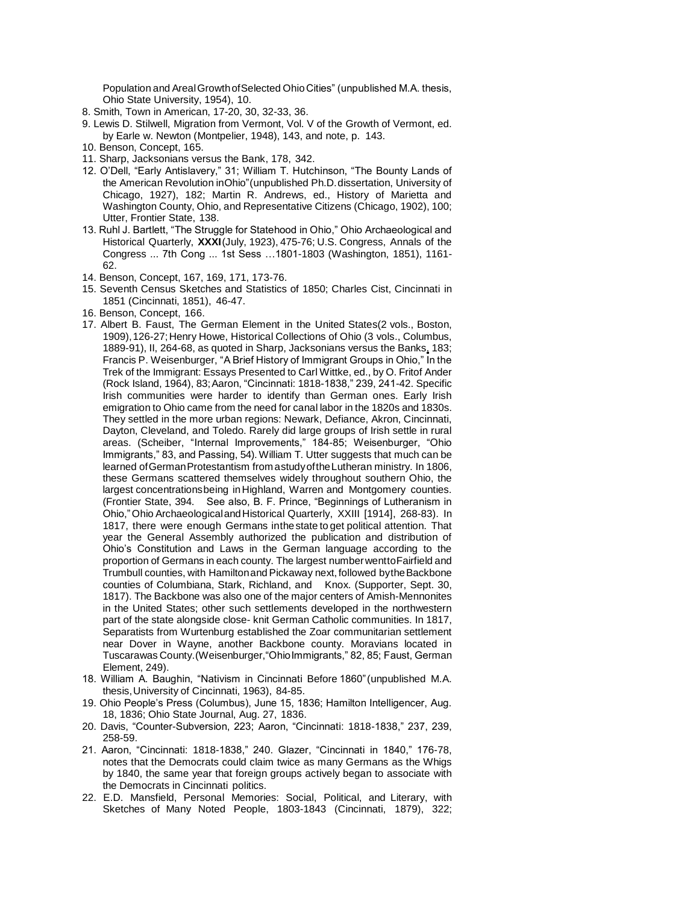Population and Areal Growth of Selected Ohio Cities" (unpublished M.A. thesis, Ohio State University, 1954), 10.

8. Smith, Town in American, 17-20, 30, 32-33, 36.
9. Lewis D. Stilwell, Migration from Vermont, Vol. V of the Growth of Vermont, ed. by Earle w. Newton (Montpelier, 1948), 143, and note, p. 143.
10. Benson, Concept, 165.
11. Sharp, Jacksonians versus the Bank, 178, 342.
12. O'Dell, "Early Antislavery," 31; William T. Hutchinson, "The Bounty Lands of the American Revolution in Ohio" (unpublished Ph.D. dissertation, University of Chicago, 1927), 182; Martin R. Andrews, ed., History of Marietta and Washington County, Ohio, and Representative Citizens (Chicago, 1902), 100; Utter, Frontier State, 138.
13. Ruhl J. Bartlett, "The Struggle for Statehood in Ohio," Ohio Archaeological and Historical Quarterly, **XXXI** (July, 1923), 475-76; U.S. Congress, Annals of the Congress ... 7th Cong ... 1st Sess …1801-1803 (Washington, 1851), 1161-62.
14. Benson, Concept, 167, 169, 171, 173-76.
15. Seventh Census Sketches and Statistics of 1850; Charles Cist, Cincinnati in 1851 (Cincinnati, 1851), 46-47.
16. Benson, Concept, 166.
17. Albert B. Faust, The German Element in the United States (2 vols., Boston, 1909), 126-27; Henry Howe, Historical Collections of Ohio (3 vols., Columbus, 1889-91), II, 264-68, as quoted in Sharp, Jacksonians versus the Banks, 183; Francis P. Weisenburger, "A Brief History of Immigrant Groups in Ohio," In the Trek of the Immigrant: Essays Presented to Carl Wittke, ed., by O. Fritof Ander (Rock Island, 1964), 83; Aaron, "Cincinnati: 1818-1838," 239, 241-42. Specific Irish communities were harder to identify than German ones. Early Irish emigration to Ohio came from the need for canal labor in the 1820s and 1830s. They settled in the more urban regions: Newark, Defiance, Akron, Cincinnati, Dayton, Cleveland, and Toledo. Rarely did large groups of Irish settle in rural areas. (Scheiber, "Internal Improvements," 184-85; Weisenburger, "Ohio Immigrants," 83, and Passing, 54). William T. Utter suggests that much can be learned of German Protestantism from a study of the Lutheran ministry. In 1806, these Germans scattered themselves widely throughout southern Ohio, the largest concentrations being in Highland, Warren and Montgomery counties. (Frontier State, 394. See also, B. F. Prince, "Beginnings of Lutheranism in Ohio," Ohio Archaeological and Historical Quarterly, XXIII [1914], 268-83). In 1817, there were enough Germans in the state to get political attention. That year the General Assembly authorized the publication and distribution of Ohio's Constitution and Laws in the German language according to the proportion of Germans in each county. The largest number went to Fairfield and Trumbull counties, with Hamilton and Pickaway next, followed by the Backbone counties of Columbiana, Stark, Richland, and Knox. (Supporter, Sept. 30, 1817). The Backbone was also one of the major centers of Amish-Mennonites in the United States; other such settlements developed in the northwestern part of the state alongside close- knit German Catholic communities. In 1817, Separatists from Wurtenburg established the Zoar communitarian settlement near Dover in Wayne, another Backbone county. Moravians located in Tuscarawas County. (Weisenburger, "Ohio Immigrants," 82, 85; Faust, German Element, 249).
18. William A. Baughin, "Nativism in Cincinnati Before 1860" (unpublished M.A. thesis, University of Cincinnati, 1963), 84-85.
19. Ohio People's Press (Columbus), June 15, 1836; Hamilton Intelligencer, Aug. 18, 1836; Ohio State Journal, Aug. 27, 1836.
20. Davis, "Counter-Subversion, 223; Aaron, "Cincinnati: 1818-1838," 237, 239, 258-59.
21. Aaron, "Cincinnati: 1818-1838," 240. Glazer, "Cincinnati in 1840," 176-78, notes that the Democrats could claim twice as many Germans as the Whigs by 1840, the same year that foreign groups actively began to associate with the Democrats in Cincinnati politics.
22. E.D. Mansfield, Personal Memories: Social, Political, and Literary, with Sketches of Many Noted People, 1803-1843 (Cincinnati, 1879), 322;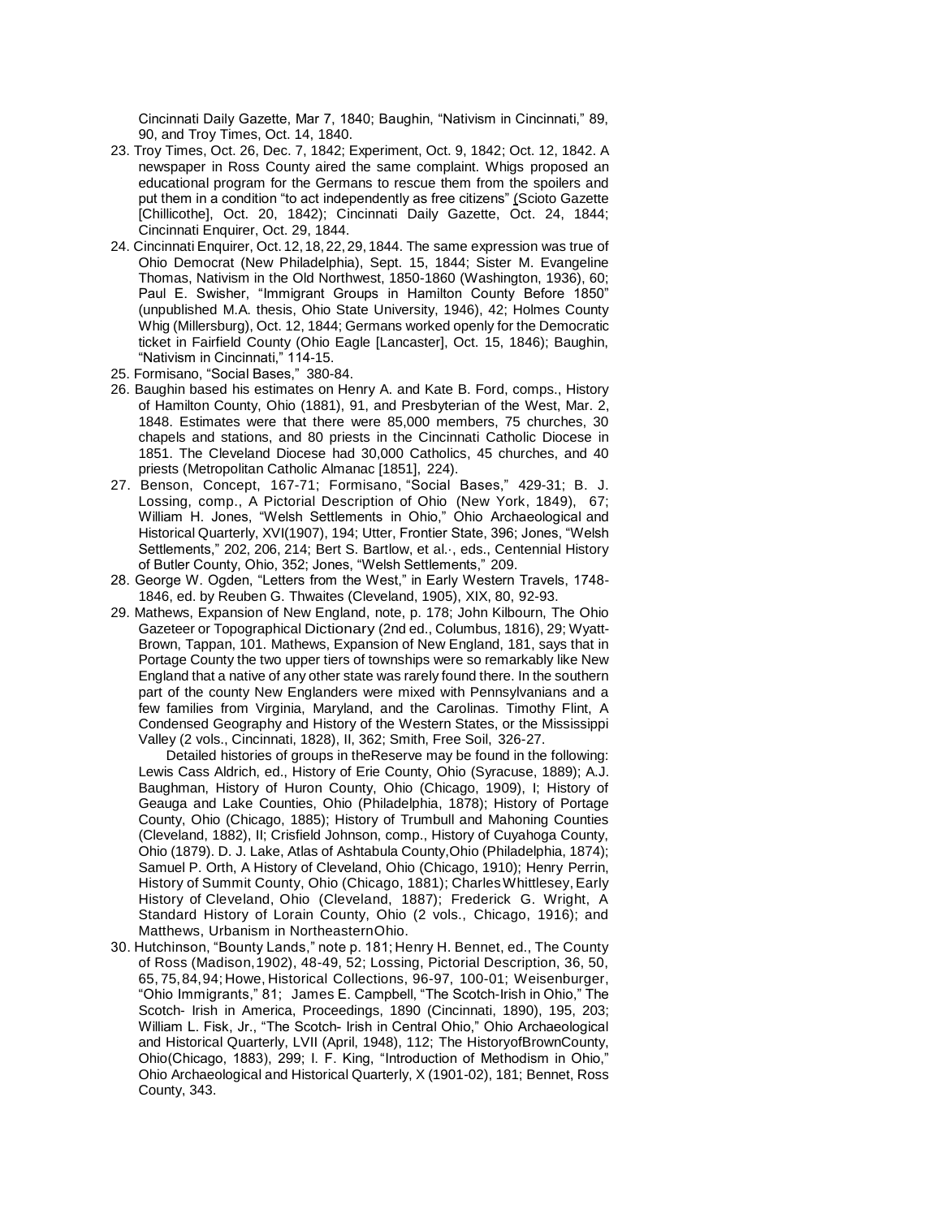Cincinnati Daily Gazette, Mar 7, 1840; Baughin, "Nativism in Cincinnati," 89, 90, and Troy Times, Oct. 14, 1840.

23. Troy Times, Oct. 26, Dec. 7, 1842; Experiment, Oct. 9, 1842; Oct. 12, 1842. A newspaper in Ross County aired the same complaint. Whigs proposed an educational program for the Germans to rescue them from the spoilers and put them in a condition "to act independently as free citizens" (Scioto Gazette [Chillicothe], Oct. 20, 1842); Cincinnati Daily Gazette, Oct. 24, 1844; Cincinnati Enquirer, Oct. 29, 1844.
24. Cincinnati Enquirer, Oct. 12, 18, 22, 29, 1844. The same expression was true of Ohio Democrat (New Philadelphia), Sept. 15, 1844; Sister M. Evangeline Thomas, Nativism in the Old Northwest, 1850-1860 (Washington, 1936), 60; Paul E. Swisher, "Immigrant Groups in Hamilton County Before 1850" (unpublished M.A. thesis, Ohio State University, 1946), 42; Holmes County Whig (Millersburg), Oct. 12, 1844; Germans worked openly for the Democratic ticket in Fairfield County (Ohio Eagle [Lancaster], Oct. 15, 1846); Baughin, "Nativism in Cincinnati," 114-15.
25. Formisano, "Social Bases," 380-84.
26. Baughin based his estimates on Henry A. and Kate B. Ford, comps., History of Hamilton County, Ohio (1881), 91, and Presbyterian of the West, Mar. 2, 1848. Estimates were that there were 85,000 members, 75 churches, 30 chapels and stations, and 80 priests in the Cincinnati Catholic Diocese in 1851. The Cleveland Diocese had 30,000 Catholics, 45 churches, and 40 priests (Metropolitan Catholic Almanac [1851], 224).
27. Benson, Concept, 167-71; Formisano, "Social Bases," 429-31; B. J. Lossing, comp., A Pictorial Description of Ohio (New York, 1849), 67; William H. Jones, "Welsh Settlements in Ohio," Ohio Archaeological and Historical Quarterly, XVI(1907), 194; Utter, Frontier State, 396; Jones, "Welsh Settlements," 202, 206, 214; Bert S. Bartlow, et al.·, eds., Centennial History of Butler County, Ohio, 352; Jones, "Welsh Settlements," 209.
28. George W. Ogden, "Letters from the West," in Early Western Travels, 1748-1846, ed. by Reuben G. Thwaites (Cleveland, 1905), XIX, 80, 92-93.
29. Mathews, Expansion of New England, note, p. 178; John Kilbourn, The Ohio Gazeteer or Topographical Dictionary (2nd ed., Columbus, 1816), 29; Wyatt-Brown, Tappan, 101. Mathews, Expansion of New England, 181, says that in Portage County the two upper tiers of townships were so remarkably like New England that a native of any other state was rarely found there. In the southern part of the county New Englanders were mixed with Pennsylvanians and a few families from Virginia, Maryland, and the Carolinas. Timothy Flint, A Condensed Geography and History of the Western States, or the Mississippi Valley (2 vols., Cincinnati, 1828), II, 362; Smith, Free Soil, 326-27.

    Detailed histories of groups in theReserve may be found in the following: Lewis Cass Aldrich, ed., History of Erie County, Ohio (Syracuse, 1889); A.J. Baughman, History of Huron County, Ohio (Chicago, 1909), I; History of Geauga and Lake Counties, Ohio (Philadelphia, 1878); History of Portage County, Ohio (Chicago, 1885); History of Trumbull and Mahoning Counties (Cleveland, 1882), II; Crisfield Johnson, comp., History of Cuyahoga County, Ohio (1879). D. J. Lake, Atlas of Ashtabula County,Ohio (Philadelphia, 1874); Samuel P. Orth, A History of Cleveland, Ohio (Chicago, 1910); Henry Perrin, History of Summit County, Ohio (Chicago, 1881); Charles Whittlesey, Early History of Cleveland, Ohio (Cleveland, 1887); Frederick G. Wright, A Standard History of Lorain County, Ohio (2 vols., Chicago, 1916); and Matthews, Urbanism in NortheasternOhio.
30. Hutchinson, "Bounty Lands," note p. 181; Henry H. Bennet, ed., The County of Ross (Madison,1902), 48-49, 52; Lossing, Pictorial Description, 36, 50, 65, 75, 84, 94; Howe, Historical Collections, 96-97, 100-01; Weisenburger, "Ohio Immigrants," 81; James E. Campbell, "The Scotch-Irish in Ohio," The Scotch- Irish in America, Proceedings, 1890 (Cincinnati, 1890), 195, 203; William L. Fisk, Jr., "The Scotch- Irish in Central Ohio," Ohio Archaeological and Historical Quarterly, LVII (April, 1948), 112; The HistoryofBrownCounty, Ohio(Chicago, 1883), 299; I. F. King, "Introduction of Methodism in Ohio," Ohio Archaeological and Historical Quarterly, X (1901-02), 181; Bennet, Ross County, 343.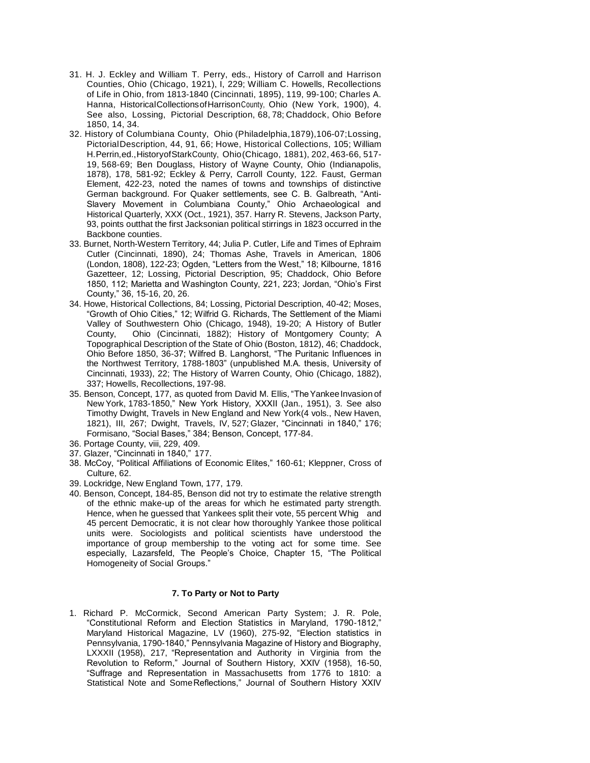31. H. J. Eckley and William T. Perry, eds., History of Carroll and Harrison Counties, Ohio (Chicago, 1921), I, 229; William C. Howells, Recollections of Life in Ohio, from 1813-1840 (Cincinnati, 1895), 119, 99-100; Charles A. Hanna, HistoricalCollectionsofHarrisonCounty, Ohio (New York, 1900), 4. See also, Lossing, Pictorial Description, 68, 78; Chaddock, Ohio Before 1850, 14, 34.
32. History of Columbiana County, Ohio (Philadelphia,1879),106-07;Lossing, PictorialDescription, 44, 91, 66; Howe, Historical Collections, 105; William H.Perrin,ed.,HistoryofStarkCounty, Ohio(Chicago, 1881), 202, 463-66, 517-19, 568-69; Ben Douglass, History of Wayne County, Ohio (Indianapolis, 1878), 178, 581-92; Eckley & Perry, Carroll County, 122. Faust, German Element, 422-23, noted the names of towns and townships of distinctive German background. For Quaker settlements, see C. B. Galbreath, "Anti-Slavery Movement in Columbiana County," Ohio Archaeological and Historical Quarterly, XXX (Oct., 1921), 357. Harry R. Stevens, Jackson Party, 93, points outthat the first Jacksonian political stirrings in 1823 occurred in the Backbone counties.
33. Burnet, North-Western Territory, 44; Julia P. Cutler, Life and Times of Ephraim Cutler (Cincinnati, 1890), 24; Thomas Ashe, Travels in American, 1806 (London, 1808), 122-23; Ogden, "Letters from the West," 18; Kilbourne, 1816 Gazetteer, 12; Lossing, Pictorial Description, 95; Chaddock, Ohio Before 1850, 112; Marietta and Washington County, 221, 223; Jordan, "Ohio's First County," 36, 15-16, 20, 26.
34. Howe, Historical Collections, 84; Lossing, Pictorial Description, 40-42; Moses, "Growth of Ohio Cities," 12; Wilfrid G. Richards, The Settlement of the Miami Valley of Southwestern Ohio (Chicago, 1948), 19-20; A History of Butler County, Ohio (Cincinnati, 1882); History of Montgomery County; A Topographical Description of the State of Ohio (Boston, 1812), 46; Chaddock, Ohio Before 1850, 36-37; Wilfred B. Langhorst, "The Puritanic Influences in the Northwest Territory, 1788-1803" (unpublished M.A. thesis, University of Cincinnati, 1933), 22; The History of Warren County, Ohio (Chicago, 1882), 337; Howells, Recollections, 197-98.
35. Benson, Concept, 177, as quoted from David M. Ellis, "The Yankee Invasion of New York, 1783-1850," New York History, XXXII (Jan., 1951), 3. See also Timothy Dwight, Travels in New England and New York(4 vols., New Haven, 1821), III, 267; Dwight, Travels, IV, 527; Glazer, "Cincinnati in 1840," 176; Formisano, "Social Bases," 384; Benson, Concept, 177-84.
36. Portage County, viii, 229, 409.
37. Glazer, "Cincinnati in 1840," 177.
38. McCoy, "Political Affiliations of Economic Elites," 160-61; Kleppner, Cross of Culture, 62.
39. Lockridge, New England Town, 177, 179.
40. Benson, Concept, 184-85, Benson did not try to estimate the relative strength of the ethnic make-up of the areas for which he estimated party strength. Hence, when he guessed that Yankees split their vote, 55 percent Whig and 45 percent Democratic, it is not clear how thoroughly Yankee those political units were. Sociologists and political scientists have understood the importance of group membership to the voting act for some time. See especially, Lazarsfeld, The People's Choice, Chapter 15, "The Political Homogeneity of Social Groups."

### 7. To Party or Not to Party

1. Richard P. McCormick, Second American Party System; J. R. Pole, "Constitutional Reform and Election Statistics in Maryland, 1790-1812," Maryland Historical Magazine, LV (1960), 275-92, "Election statistics in Pennsylvania, 1790-1840," Pennsylvania Magazine of History and Biography, LXXXII (1958), 217, "Representation and Authority in Virginia from the Revolution to Reform," Journal of Southern History, XXIV (1958), 16-50, "Suffrage and Representation in Massachusetts from 1776 to 1810: a Statistical Note and SomeReflections," Journal of Southern History XXIV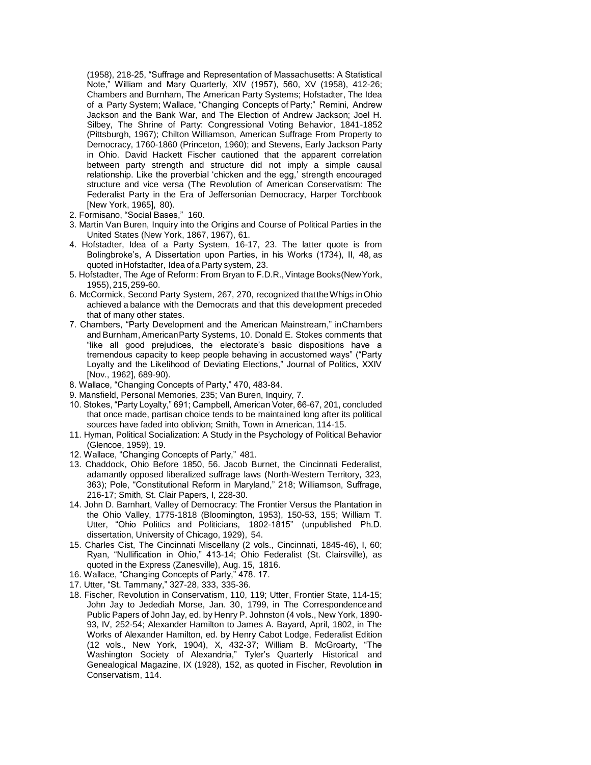(1958), 218-25, "Suffrage and Representation of Massachusetts: A Statistical Note," William and Mary Quarterly, XIV (1957), 560, XV (1958), 412-26; Chambers and Burnham, The American Party Systems; Hofstadter, The Idea of a Party System; Wallace, "Changing Concepts of Party;" Remini, Andrew Jackson and the Bank War, and The Election of Andrew Jackson; Joel H. Silbey, The Shrine of Party: Congressional Voting Behavior, 1841-1852 (Pittsburgh, 1967); Chilton Williamson, American Suffrage From Property to Democracy, 1760-1860 (Princeton, 1960); and Stevens, Early Jackson Party in Ohio. David Hackett Fischer cautioned that the apparent correlation between party strength and structure did not imply a simple causal relationship. Like the proverbial 'chicken and the egg,' strength encouraged structure and vice versa (The Revolution of American Conservatism: The Federalist Party in the Era of Jeffersonian Democracy, Harper Torchbook [New York, 1965], 80).

2. Formisano, "Social Bases," 160.
3. Martin Van Buren, Inquiry into the Origins and Course of Political Parties in the United States (New York, 1867, 1967), 61.
4. Hofstadter, Idea of a Party System, 16-17, 23. The latter quote is from Bolingbroke's, A Dissertation upon Parties, in his Works (1734), II, 48, as quoted in Hofstadter, Idea of a Party system, 23.
5. Hofstadter, The Age of Reform: From Bryan to F.D.R., Vintage Books (New York, 1955), 215, 259-60.
6. McCormick, Second Party System, 267, 270, recognized that the Whigs in Ohio achieved a balance with the Democrats and that this development preceded that of many other states.
7. Chambers, "Party Development and the American Mainstream," in Chambers and Burnham, American Party Systems, 10. Donald E. Stokes comments that "like all good prejudices, the electorate's basic dispositions have a tremendous capacity to keep people behaving in accustomed ways" ("Party Loyalty and the Likelihood of Deviating Elections," Journal of Politics, XXIV [Nov., 1962], 689-90).
8. Wallace, "Changing Concepts of Party," 470, 483-84.
9. Mansfield, Personal Memories, 235; Van Buren, Inquiry, 7.
10. Stokes, "Party Loyalty," 691; Campbell, American Voter, 66-67, 201, concluded that once made, partisan choice tends to be maintained long after its political sources have faded into oblivion; Smith, Town in American, 114-15.
11. Hyman, Political Socialization: A Study in the Psychology of Political Behavior (Glencoe, 1959), 19.
12. Wallace, "Changing Concepts of Party," 481.
13. Chaddock, Ohio Before 1850, 56. Jacob Burnet, the Cincinnati Federalist, adamantly opposed liberalized suffrage laws (North-Western Territory, 323, 363); Pole, "Constitutional Reform in Maryland," 218; Williamson, Suffrage, 216-17; Smith, St. Clair Papers, I, 228-30.
14. John D. Barnhart, Valley of Democracy: The Frontier Versus the Plantation in the Ohio Valley, 1775-1818 (Bloomington, 1953), 150-53, 155; William T. Utter, "Ohio Politics and Politicians, 1802-1815" (unpublished Ph.D. dissertation, University of Chicago, 1929), 54.
15. Charles Cist, The Cincinnati Miscellany (2 vols., Cincinnati, 1845-46), I, 60; Ryan, "Nullification in Ohio," 413-14; Ohio Federalist (St. Clairsville), as quoted in the Express (Zanesville), Aug. 15, 1816.
16. Wallace, "Changing Concepts of Party," 478. 17.
17. Utter, "St. Tammany," 327-28, 333, 335-36.
18. Fischer, Revolution in Conservatism, 110, 119; Utter, Frontier State, 114-15; John Jay to Jedediah Morse, Jan. 30, 1799, in The Correspondence and Public Papers of John Jay, ed. by Henry P. Johnston (4 vols., New York, 1890-93, IV, 252-54; Alexander Hamilton to James A. Bayard, April, 1802, in The Works of Alexander Hamilton, ed. by Henry Cabot Lodge, Federalist Edition (12 vols., New York, 1904), X, 432-37; William B. McGroarty, "The Washington Society of Alexandria," Tyler's Quarterly Historical and Genealogical Magazine, IX (1928), 152, as quoted in Fischer, Revolution **in** Conservatism, 114.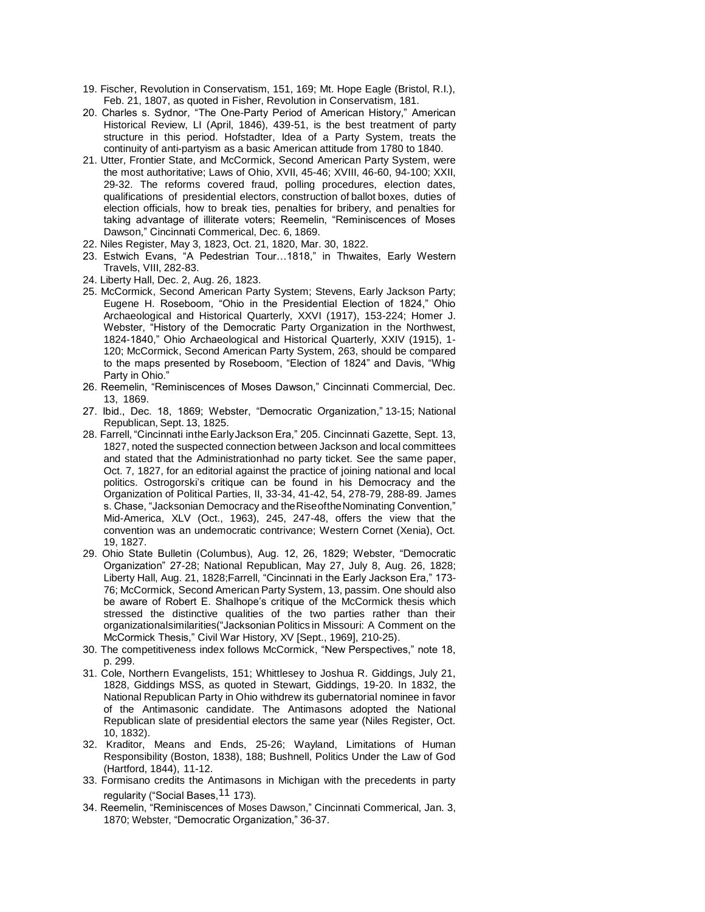19. Fischer, Revolution in Conservatism, 151, 169; Mt. Hope Eagle (Bristol, R.I.), Feb. 21, 1807, as quoted in Fisher, Revolution in Conservatism, 181.
20. Charles s. Sydnor, "The One-Party Period of American History," American Historical Review, LI (April, 1846), 439-51, is the best treatment of party structure in this period. Hofstadter, Idea of a Party System, treats the continuity of anti-partyism as a basic American attitude from 1780 to 1840.
21. Utter, Frontier State, and McCormick, Second American Party System, were the most authoritative; Laws of Ohio, XVII, 45-46; XVIII, 46-60, 94-100; XXII, 29-32. The reforms covered fraud, polling procedures, election dates, qualifications of presidential electors, construction of ballot boxes, duties of election officials, how to break ties, penalties for bribery, and penalties for taking advantage of illiterate voters; Reemelin, "Reminiscences of Moses Dawson," Cincinnati Commerical, Dec. 6, 1869.
22. Niles Register, May 3, 1823, Oct. 21, 1820, Mar. 30, 1822.
23. Estwich Evans, "A Pedestrian Tour…1818," in Thwaites, Early Western Travels, VIII, 282-83.
24. Liberty Hall, Dec. 2, Aug. 26, 1823.
25. McCormick, Second American Party System; Stevens, Early Jackson Party; Eugene H. Roseboom, "Ohio in the Presidential Election of 1824," Ohio Archaeological and Historical Quarterly, XXVI (1917), 153-224; Homer J. Webster, "History of the Democratic Party Organization in the Northwest, 1824-1840," Ohio Archaeological and Historical Quarterly, XXIV (1915), 1-120; McCormick, Second American Party System, 263, should be compared to the maps presented by Roseboom, "Election of 1824" and Davis, "Whig Party in Ohio."
26. Reemelin, "Reminiscences of Moses Dawson," Cincinnati Commercial, Dec. 13, 1869.
27. Ibid., Dec. 18, 1869; Webster, "Democratic Organization," 13-15; National Republican, Sept. 13, 1825.
28. Farrell, "Cincinnati in the Early Jackson Era," 205. Cincinnati Gazette, Sept. 13, 1827, noted the suspected connection between Jackson and local committees and stated that the Administrationhad no party ticket. See the same paper, Oct. 7, 1827, for an editorial against the practice of joining national and local politics. Ostrogorski's critique can be found in his Democracy and the Organization of Political Parties, II, 33-34, 41-42, 54, 278-79, 288-89. James s. Chase, "Jacksonian Democracy and the Rise of the Nominating Convention," Mid-America, XLV (Oct., 1963), 245, 247-48, offers the view that the convention was an undemocratic contrivance; Western Cornet (Xenia), Oct. 19, 1827.
29. Ohio State Bulletin (Columbus), Aug. 12, 26, 1829; Webster, "Democratic Organization" 27-28; National Republican, May 27, July 8, Aug. 26, 1828; Liberty Hall, Aug. 21, 1828;Farrell, "Cincinnati in the Early Jackson Era," 173-76; McCormick, Second American Party System, 13, passim. One should also be aware of Robert E. Shalhope's critique of the McCormick thesis which stressed the distinctive qualities of the two parties rather than their organizationalsimilarities("Jacksonian Politics in Missouri: A Comment on the McCormick Thesis," Civil War History, XV [Sept., 1969], 210-25).
30. The competitiveness index follows McCormick, "New Perspectives," note 18, p. 299.
31. Cole, Northern Evangelists, 151; Whittlesey to Joshua R. Giddings, July 21, 1828, Giddings MSS, as quoted in Stewart, Giddings, 19-20. In 1832, the National Republican Party in Ohio withdrew its gubernatorial nominee in favor of the Antimasonic candidate. The Antimasons adopted the National Republican slate of presidential electors the same year (Niles Register, Oct. 10, 1832).
32. Kraditor, Means and Ends, 25-26; Wayland, Limitations of Human Responsibility (Boston, 1838), 188; Bushnell, Politics Under the Law of God (Hartford, 1844), 11-12.
33. Formisano credits the Antimasons in Michigan with the precedents in party regularity ("Social Bases,[11] 173).
34. Reemelin, "Reminiscences of Moses Dawson," Cincinnati Commerical, Jan. 3, 1870; Webster, "Democratic Organization," 36-37.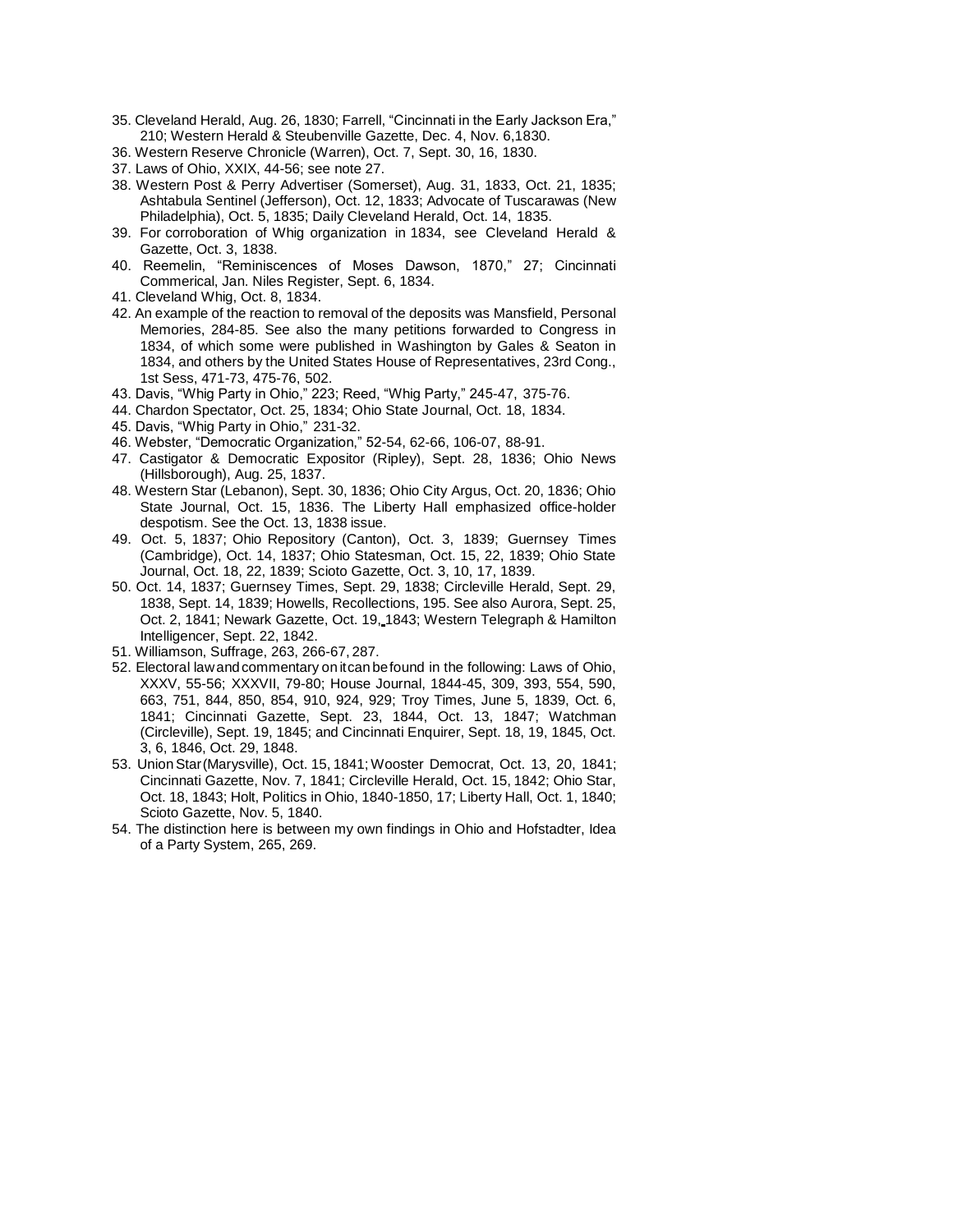35. Cleveland Herald, Aug. 26, 1830; Farrell, "Cincinnati in the Early Jackson Era," 210; Western Herald & Steubenville Gazette, Dec. 4, Nov. 6,1830.
36. Western Reserve Chronicle (Warren), Oct. 7, Sept. 30, 16, 1830.
37. Laws of Ohio, XXIX, 44-56; see note 27.
38. Western Post & Perry Advertiser (Somerset), Aug. 31, 1833, Oct. 21, 1835; Ashtabula Sentinel (Jefferson), Oct. 12, 1833; Advocate of Tuscarawas (New Philadelphia), Oct. 5, 1835; Daily Cleveland Herald, Oct. 14, 1835.
39. For corroboration of Whig organization in 1834, see Cleveland Herald & Gazette, Oct. 3, 1838.
40. Reemelin, "Reminiscences of Moses Dawson, 1870," 27; Cincinnati Commerical, Jan. Niles Register, Sept. 6, 1834.
41. Cleveland Whig, Oct. 8, 1834.
42. An example of the reaction to removal of the deposits was Mansfield, Personal Memories, 284-85. See also the many petitions forwarded to Congress in 1834, of which some were published in Washington by Gales & Seaton in 1834, and others by the United States House of Representatives, 23rd Cong., 1st Sess, 471-73, 475-76, 502.
43. Davis, "Whig Party in Ohio," 223; Reed, "Whig Party," 245-47, 375-76.
44. Chardon Spectator, Oct. 25, 1834; Ohio State Journal, Oct. 18, 1834.
45. Davis, "Whig Party in Ohio," 231-32.
46. Webster, "Democratic Organization," 52-54, 62-66, 106-07, 88-91.
47. Castigator & Democratic Expositor (Ripley), Sept. 28, 1836; Ohio News (Hillsborough), Aug. 25, 1837.
48. Western Star (Lebanon), Sept. 30, 1836; Ohio City Argus, Oct. 20, 1836; Ohio State Journal, Oct. 15, 1836. The Liberty Hall emphasized office-holder despotism. See the Oct. 13, 1838 issue.
49. Oct. 5, 1837; Ohio Repository (Canton), Oct. 3, 1839; Guernsey Times (Cambridge), Oct. 14, 1837; Ohio Statesman, Oct. 15, 22, 1839; Ohio State Journal, Oct. 18, 22, 1839; Scioto Gazette, Oct. 3, 10, 17, 1839.
50. Oct. 14, 1837; Guernsey Times, Sept. 29, 1838; Circleville Herald, Sept. 29, 1838, Sept. 14, 1839; Howells, Recollections, 195. See also Aurora, Sept. 25, Oct. 2, 1841; Newark Gazette, Oct. 19, 1843; Western Telegraph & Hamilton Intelligencer, Sept. 22, 1842.
51. Williamson, Suffrage, 263, 266-67, 287.
52. Electoral law and commentary on it can be found in the following: Laws of Ohio, XXXV, 55-56; XXXVII, 79-80; House Journal, 1844-45, 309, 393, 554, 590, 663, 751, 844, 850, 854, 910, 924, 929; Troy Times, June 5, 1839, Oct. 6, 1841; Cincinnati Gazette, Sept. 23, 1844, Oct. 13, 1847; Watchman (Circleville), Sept. 19, 1845; and Cincinnati Enquirer, Sept. 18, 19, 1845, Oct. 3, 6, 1846, Oct. 29, 1848.
53. Union Star (Marysville), Oct. 15, 1841; Wooster Democrat, Oct. 13, 20, 1841; Cincinnati Gazette, Nov. 7, 1841; Circleville Herald, Oct. 15, 1842; Ohio Star, Oct. 18, 1843; Holt, Politics in Ohio, 1840-1850, 17; Liberty Hall, Oct. 1, 1840; Scioto Gazette, Nov. 5, 1840.
54. The distinction here is between my own findings in Ohio and Hofstadter, Idea of a Party System, 265, 269.